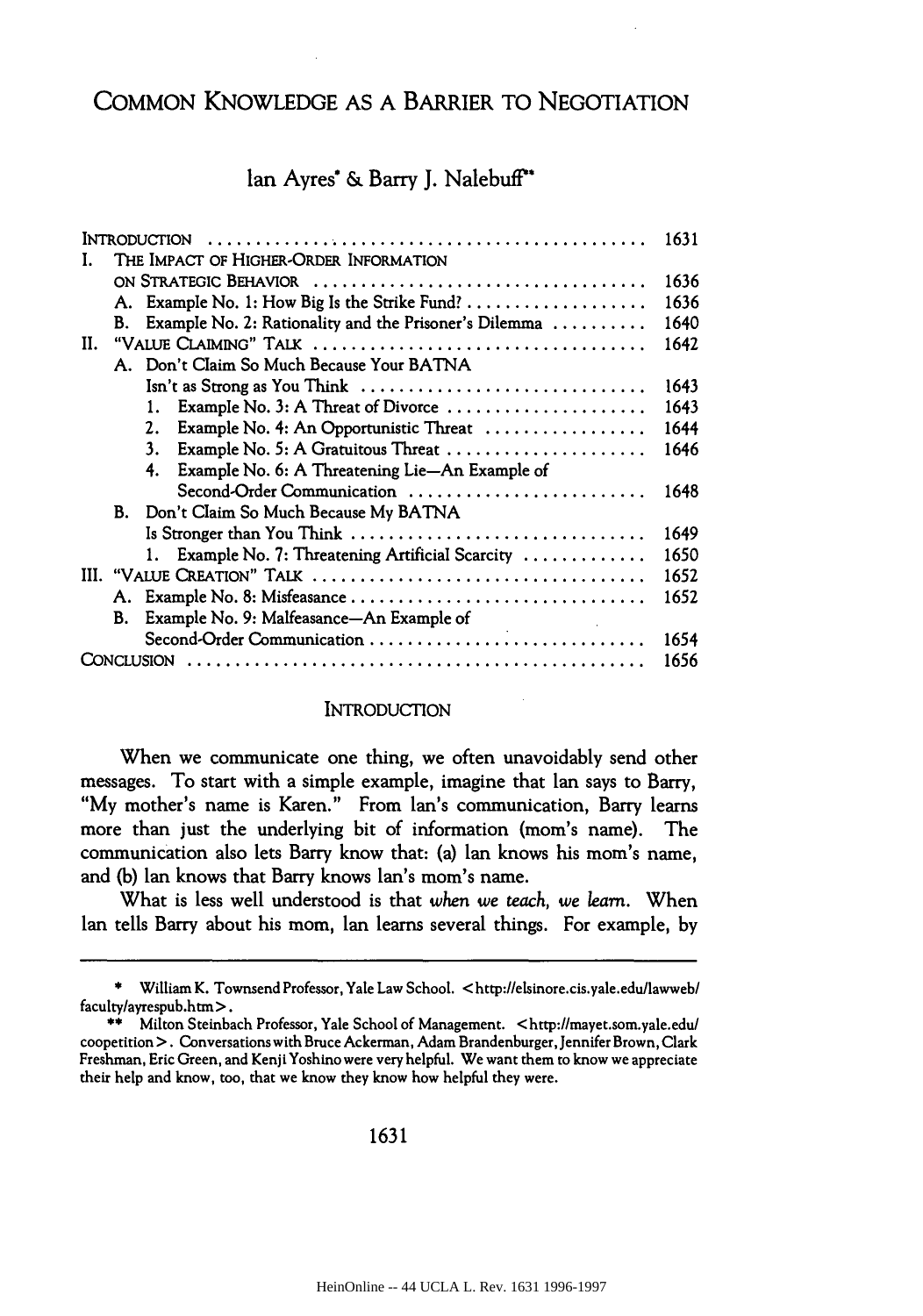# COMMON KNOWLEDGE AS A BARRIER TO NEGOTIATION

Ian Ayres* & Barry J. Nalebuff**

| | |
|---|---|
| INTRODUCTION | 1631 |
| I. THE IMPACT OF HIGHER-ORDER INFORMATION ON STRATEGIC BEHAVIOR | 1636 |
| A. Example No. 1: How Big Is the Strike Fund? | 1636 |
| B. Example No. 2: Rationality and the Prisoner's Dilemma | 1640 |
| II. "VALUE CLAIMING" TALK | 1642 |
| A. Don't Claim So Much Because Your BATNA Isn't as Strong as You Think | 1643 |
| 1. Example No. 3: A Threat of Divorce | 1643 |
| 2. Example No. 4: An Opportunistic Threat | 1644 |
| 3. Example No. 5: A Gratuitous Threat | 1646 |
| 4. Example No. 6: A Threatening Lie—An Example of Second-Order Communication | 1648 |
| B. Don't Claim So Much Because My BATNA Is Stronger than You Think | 1649 |
| 1. Example No. 7: Threatening Artificial Scarcity | 1650 |
| III. "VALUE CREATION" TALK | 1652 |
| A. Example No. 8: Misfeasance | 1652 |
| B. Example No. 9: Malfeasance—An Example of Second-Order Communication | 1654 |
| CONCLUSION | 1656 |

## INTRODUCTION

When we communicate one thing, we often unavoidably send other messages. To start with a simple example, imagine that Ian says to Barry, "My mother's name is Karen." From Ian's communication, Barry learns more than just the underlying bit of information (mom's name). The communication also lets Barry know that: (a) Ian knows his mom's name, and (b) Ian knows that Barry knows Ian's mom's name.

What is less well understood is that *when we teach, we learn*. When Ian tells Barry about his mom, Ian learns several things. For example, by

---

\* William K. Townsend Professor, Yale Law School. <http://elsinore.cis.yale.edu/lawweb/faculty/ayrespub.htm>.

\** Milton Steinbach Professor, Yale School of Management. <http://mayet.som.yale.edu/coopetition>. Conversations with Bruce Ackerman, Adam Brandenburger, Jennifer Brown, Clark Freshman, Eric Green, and Kenji Yoshino were very helpful. We want them to know we appreciate their help and know, too, that we know they know how helpful they were.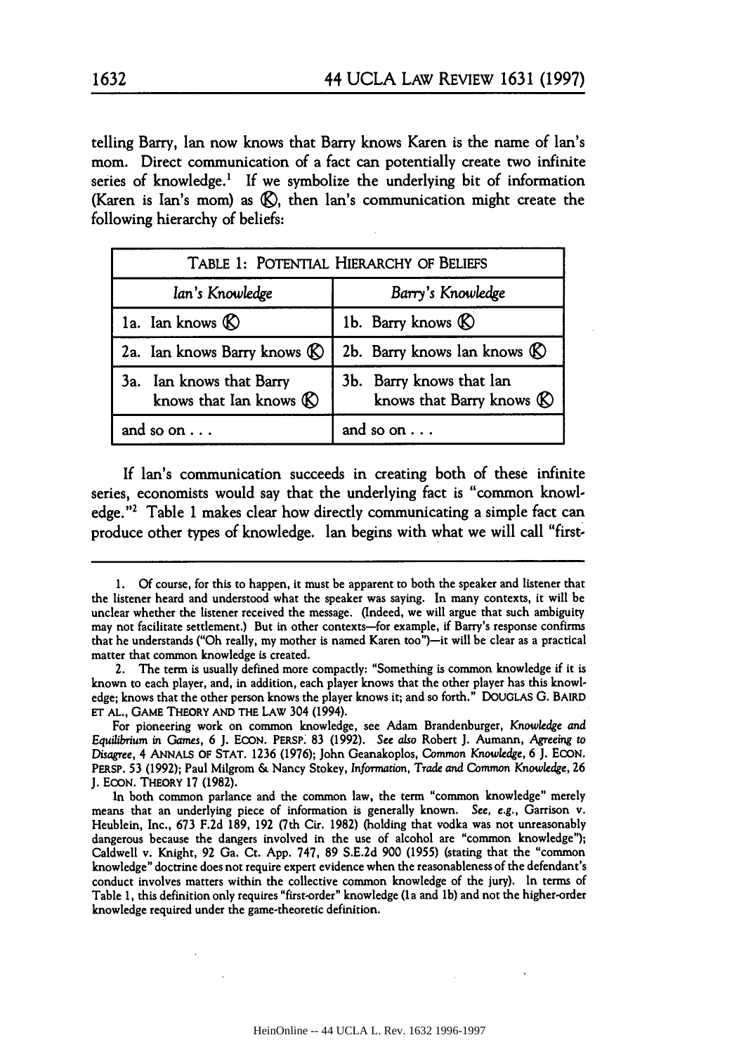telling Barry, Ian now knows that Barry knows Karen is the name of Ian's mom. Direct communication of a fact can potentially create two infinite series of knowledge.[1] If we symbolize the underlying bit of information (Karen is Ian's mom) as Ⓚ, then Ian's communication might create the following hierarchy of beliefs:

| TABLE 1: POTENTIAL HIERARCHY OF BELIEFS | |
|---|---|
| *Ian's Knowledge* | *Barry's Knowledge* |
| 1a. Ian knows Ⓚ | 1b. Barry knows Ⓚ |
| 2a. Ian knows Barry knows Ⓚ | 2b. Barry knows Ian knows Ⓚ |
| 3a. Ian knows that Barry knows that Ian knows Ⓚ | 3b. Barry knows that Ian knows that Barry knows Ⓚ |
| and so on . . . | and so on . . . |

If Ian's communication succeeds in creating both of these infinite series, economists would say that the underlying fact is "common knowledge."[2] Table 1 makes clear how directly communicating a simple fact can produce other types of knowledge. Ian begins with what we will call "first-

---

1. Of course, for this to happen, it must be apparent to both the speaker and listener that the listener heard and understood what the speaker was saying. In many contexts, it will be unclear whether the listener received the message. (Indeed, we will argue that such ambiguity may not facilitate settlement.) But in other contexts—for example, if Barry's response confirms that he understands ("Oh really, my mother is named Karen too")—it will be clear as a practical matter that common knowledge is created.

2. The term is usually defined more compactly: "Something is common knowledge if it is known to each player, and, in addition, each player knows that the other player has this knowledge; knows that the other person knows the player knows it; and so forth." DOUGLAS G. BAIRD ET AL., GAME THEORY AND THE LAW 304 (1994).

For pioneering work on common knowledge, see Adam Brandenburger, *Knowledge and Equilibrium in Games*, 6 J. ECON. PERSP. 83 (1992). *See also* Robert J. Aumann, *Agreeing to Disagree*, 4 ANNALS OF STAT. 1236 (1976); John Geanakoplos, *Common Knowledge*, 6 J. ECON. PERSP. 53 (1992); Paul Milgrom & Nancy Stokey, *Information, Trade and Common Knowledge*, 26 J. ECON. THEORY 17 (1982).

In both common parlance and the common law, the term "common knowledge" merely means that an underlying piece of information is generally known. *See, e.g.*, Garrison v. Heublein, Inc., 673 F.2d 189, 192 (7th Cir. 1982) (holding that vodka was not unreasonably dangerous because the dangers involved in the use of alcohol are "common knowledge"); Caldwell v. Knight, 92 Ga. Ct. App. 747, 89 S.E.2d 900 (1955) (stating that the "common knowledge" doctrine does not require expert evidence when the reasonableness of the defendant's conduct involves matters within the collective common knowledge of the jury). In terms of Table 1, this definition only requires "first-order" knowledge (1a and 1b) and not the higher-order knowledge required under the game-theoretic definition.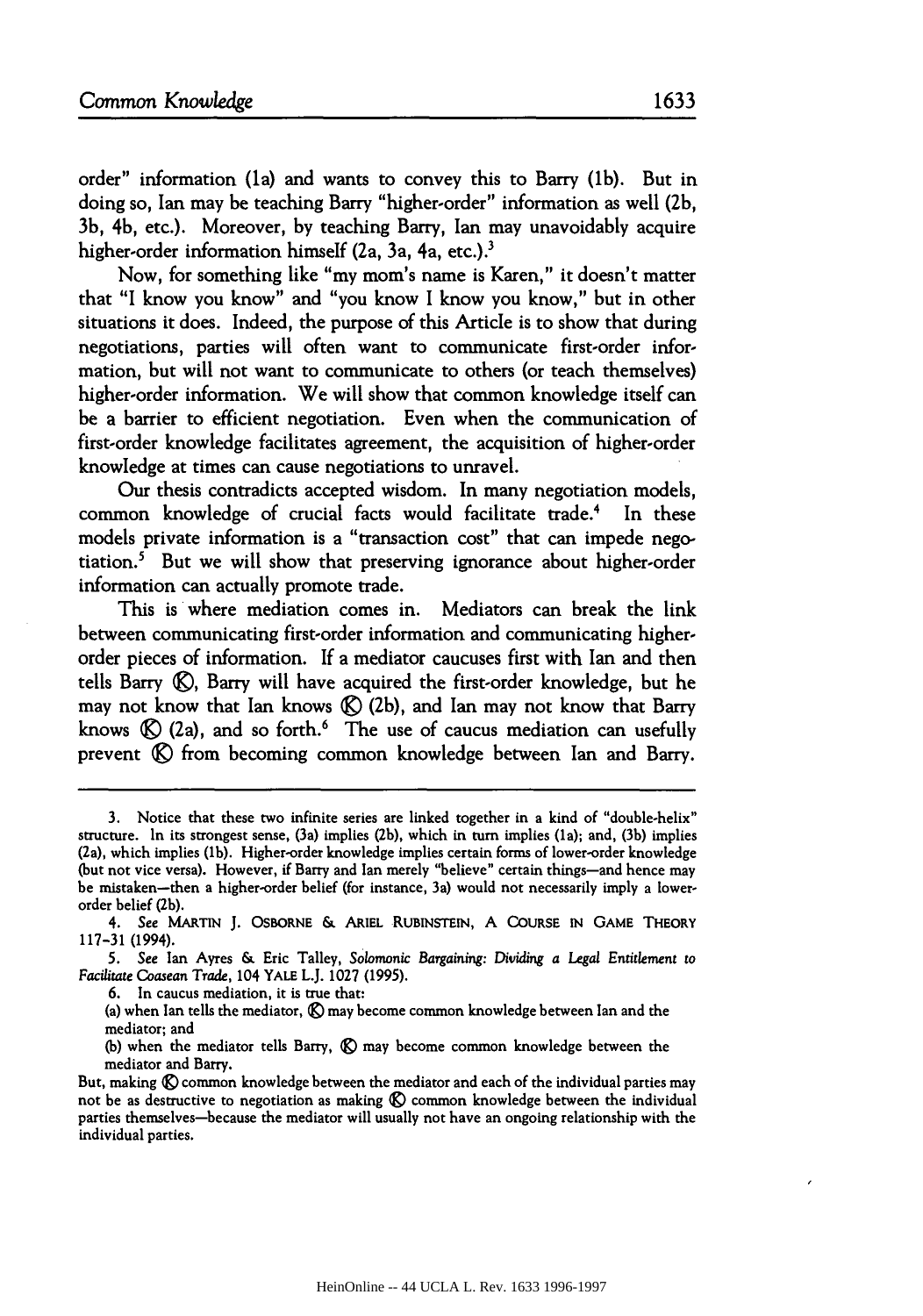order" information (1a) and wants to convey this to Barry (1b). But in doing so, Ian may be teaching Barry "higher-order" information as well (2b, 3b, 4b, etc.). Moreover, by teaching Barry, Ian may unavoidably acquire higher-order information himself (2a, 3a, 4a, etc.).[3]

Now, for something like "my mom's name is Karen," it doesn't matter that "I know you know" and "you know I know you know," but in other situations it does. Indeed, the purpose of this Article is to show that during negotiations, parties will often want to communicate first-order information, but will not want to communicate to others (or teach themselves) higher-order information. We will show that common knowledge itself can be a barrier to efficient negotiation. Even when the communication of first-order knowledge facilitates agreement, the acquisition of higher-order knowledge at times can cause negotiations to unravel.

Our thesis contradicts accepted wisdom. In many negotiation models, common knowledge of crucial facts would facilitate trade.[4] In these models private information is a "transaction cost" that can impede negotiation.[5] But we will show that preserving ignorance about higher-order information can actually promote trade.

This is where mediation comes in. Mediators can break the link between communicating first-order information and communicating higher-order pieces of information. If a mediator caucuses first with Ian and then tells Barry Ⓚ, Barry will have acquired the first-order knowledge, but he may not know that Ian knows Ⓚ (2b), and Ian may not know that Barry knows Ⓚ (2a), and so forth.[6] The use of caucus mediation can usefully prevent Ⓚ from becoming common knowledge between Ian and Barry.

---

3. Notice that these two infinite series are linked together in a kind of "double-helix" structure. In its strongest sense, (3a) implies (2b), which in turn implies (1a); and, (3b) implies (2a), which implies (1b). Higher-order knowledge implies certain forms of lower-order knowledge (but not vice versa). However, if Barry and Ian merely "believe" certain things—and hence may be mistaken—then a higher-order belief (for instance, 3a) would not necessarily imply a lower-order belief (2b).

4. *See* MARTIN J. OSBORNE & ARIEL RUBINSTEIN, A COURSE IN GAME THEORY 117-31 (1994).

5. *See* Ian Ayres & Eric Talley, *Solomonic Bargaining: Dividing a Legal Entitlement to Facilitate Coasean Trade*, 104 YALE L.J. 1027 (1995).

6. In caucus mediation, it is true that:

(a) when Ian tells the mediator, Ⓚ may become common knowledge between Ian and the mediator; and

(b) when the mediator tells Barry, Ⓚ may become common knowledge between the mediator and Barry.

But, making Ⓚ common knowledge between the mediator and each of the individual parties may not be as destructive to negotiation as making Ⓚ common knowledge between the individual parties themselves—because the mediator will usually not have an ongoing relationship with the individual parties.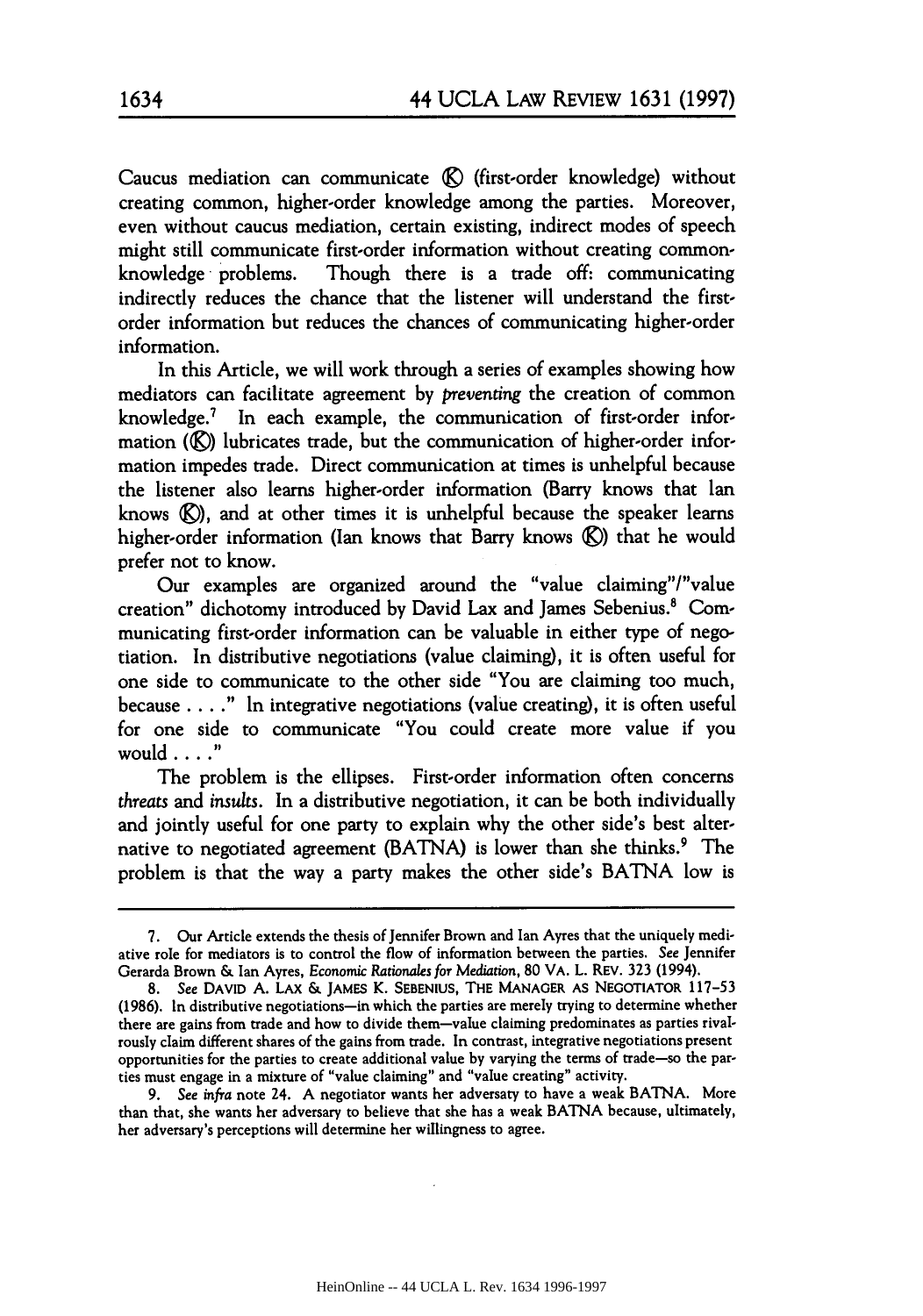Caucus mediation can communicate Ⓚ (first-order knowledge) without creating common, higher-order knowledge among the parties. Moreover, even without caucus mediation, certain existing, indirect modes of speech might still communicate first-order information without creating common-knowledge problems. Though there is a trade off: communicating indirectly reduces the chance that the listener will understand the first-order information but reduces the chances of communicating higher-order information.

In this Article, we will work through a series of examples showing how mediators can facilitate agreement by *preventing* the creation of common knowledge.[7] In each example, the communication of first-order information (Ⓚ) lubricates trade, but the communication of higher-order information impedes trade. Direct communication at times is unhelpful because the listener also learns higher-order information (Barry knows that Ian knows Ⓚ), and at other times it is unhelpful because the speaker learns higher-order information (Ian knows that Barry knows Ⓚ) that he would prefer not to know.

Our examples are organized around the "value claiming"/"value creation" dichotomy introduced by David Lax and James Sebenius.[8] Communicating first-order information can be valuable in either type of negotiation. In distributive negotiations (value claiming), it is often useful for one side to communicate to the other side "You are claiming too much, because . . . ." In integrative negotiations (value creating), it is often useful for one side to communicate "You could create more value if you would . . . ."

The problem is the ellipses. First-order information often concerns *threats* and *insults*. In a distributive negotiation, it can be both individually and jointly useful for one party to explain why the other side's best alternative to negotiated agreement (BATNA) is lower than she thinks.[9] The problem is that the way a party makes the other side's BATNA low is

---

7. Our Article extends the thesis of Jennifer Brown and Ian Ayres that the uniquely mediative role for mediators is to control the flow of information between the parties. *See* Jennifer Gerarda Brown & Ian Ayres, *Economic Rationales for Mediation*, 80 VA. L. REV. 323 (1994).

8. *See* DAVID A. LAX & JAMES K. SEBENIUS, THE MANAGER AS NEGOTIATOR 117–53 (1986). In distributive negotiations—in which the parties are merely trying to determine whether there are gains from trade and how to divide them—value claiming predominates as parties rivalrously claim different shares of the gains from trade. In contrast, integrative negotiations present opportunities for the parties to create additional value by varying the terms of trade—so the parties must engage in a mixture of "value claiming" and "value creating" activity.

9. *See infra* note 24. A negotiator wants her adversary to have a weak BATNA. More than that, she wants her adversary to believe that she has a weak BATNA because, ultimately, her adversary's perceptions will determine her willingness to agree.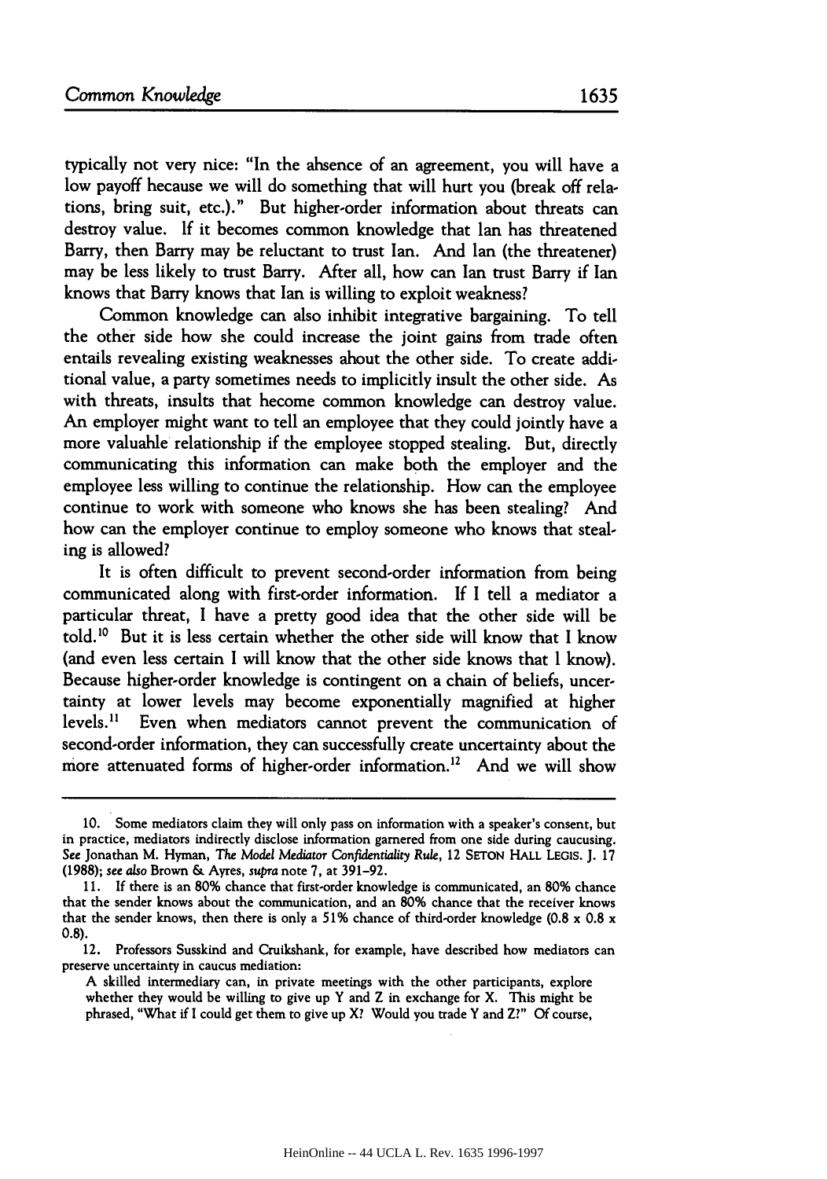typically not very nice: "In the absence of an agreement, you will have a low payoff because we will do something that will hurt you (break off relations, bring suit, etc.)." But higher-order information about threats can destroy value. If it becomes common knowledge that Ian has threatened Barry, then Barry may be reluctant to trust Ian. And Ian (the threatener) may be less likely to trust Barry. After all, how can Ian trust Barry if Ian knows that Barry knows that Ian is willing to exploit weakness?

Common knowledge can also inhibit integrative bargaining. To tell the other side how she could increase the joint gains from trade often entails revealing existing weaknesses about the other side. To create additional value, a party sometimes needs to implicitly insult the other side. As with threats, insults that become common knowledge can destroy value. An employer might want to tell an employee that they could jointly have a more valuable relationship if the employee stopped stealing. But, directly communicating this information can make both the employer and the employee less willing to continue the relationship. How can the employee continue to work with someone who knows she has been stealing? And how can the employer continue to employ someone who knows that stealing is allowed?

It is often difficult to prevent second-order information from being communicated along with first-order information. If I tell a mediator a particular threat, I have a pretty good idea that the other side will be told.[10] But it is less certain whether the other side will know that I know (and even less certain I will know that the other side knows that I know). Because higher-order knowledge is contingent on a chain of beliefs, uncertainty at lower levels may become exponentially magnified at higher levels.[11] Even when mediators cannot prevent the communication of second-order information, they can successfully create uncertainty about the more attenuated forms of higher-order information.[12] And we will show

---

10. Some mediators claim they will only pass on information with a speaker's consent, but in practice, mediators indirectly disclose information garnered from one side during caucusing. *See* Jonathan M. Hyman, *The Model Mediator Confidentiality Rule*, 12 SETON HALL LEGIS. J. 17 (1988); *see also* Brown & Ayres, *supra* note 7, at 391–92.

11. If there is an 80% chance that first-order knowledge is communicated, an 80% chance that the sender knows about the communication, and an 80% chance that the receiver knows that the sender knows, then there is only a 51% chance of third-order knowledge ($0.8 \times 0.8 \times 0.8$).

12. Professors Susskind and Cruikshank, for example, have described how mediators can preserve uncertainty in caucus mediation:

> A skilled intermediary can, in private meetings with the other participants, explore whether they would be willing to give up Y and Z in exchange for X. This might be phrased, "What if I could get them to give up X? Would you trade Y and Z?" Of course,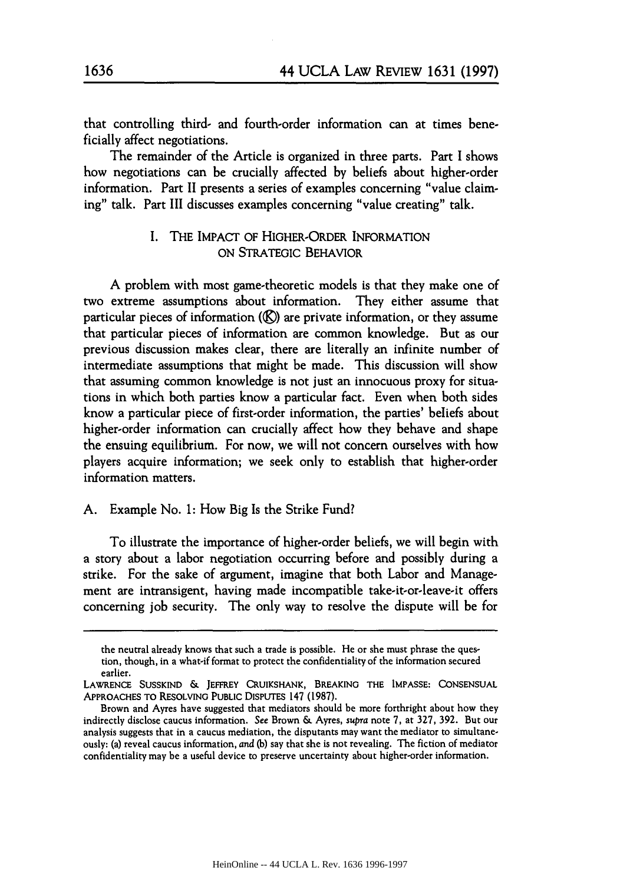that controlling third- and fourth-order information can at times beneficially affect negotiations.

The remainder of the Article is organized in three parts. Part I shows how negotiations can be crucially affected by beliefs about higher-order information. Part II presents a series of examples concerning "value claiming" talk. Part III discusses examples concerning "value creating" talk.

## I. THE IMPACT OF HIGHER-ORDER INFORMATION ON STRATEGIC BEHAVIOR

A problem with most game-theoretic models is that they make one of two extreme assumptions about information. They either assume that particular pieces of information (Ⓚ) are private information, or they assume that particular pieces of information are common knowledge. But as our previous discussion makes clear, there are literally an infinite number of intermediate assumptions that might be made. This discussion will show that assuming common knowledge is not just an innocuous proxy for situations in which both parties know a particular fact. Even when both sides know a particular piece of first-order information, the parties' beliefs about higher-order information can crucially affect how they behave and shape the ensuing equilibrium. For now, we will not concern ourselves with how players acquire information; we seek only to establish that higher-order information matters.

### A. Example No. 1: How Big Is the Strike Fund?

To illustrate the importance of higher-order beliefs, we will begin with a story about a labor negotiation occurring before and possibly during a strike. For the sake of argument, imagine that both Labor and Management are intransigent, having made incompatible take-it-or-leave-it offers concerning job security. The only way to resolve the dispute will be for

---

the neutral already knows that such a trade is possible. He or she must phrase the question, though, in a what-if format to protect the confidentiality of the information secured earlier.

LAWRENCE SUSSKIND & JEFFREY CRUIKSHANK, BREAKING THE IMPASSE: CONSENSUAL APPROACHES TO RESOLVING PUBLIC DISPUTES 147 (1987).

Brown and Ayres have suggested that mediators should be more forthright about how they indirectly disclose caucus information. *See* Brown & Ayres, *supra* note 7, at 327, 392. But our analysis suggests that in a caucus mediation, the disputants may want the mediator to simultaneously: (a) reveal caucus information, *and* (b) say that she is not revealing. The fiction of mediator confidentiality may be a useful device to preserve uncertainty about higher-order information.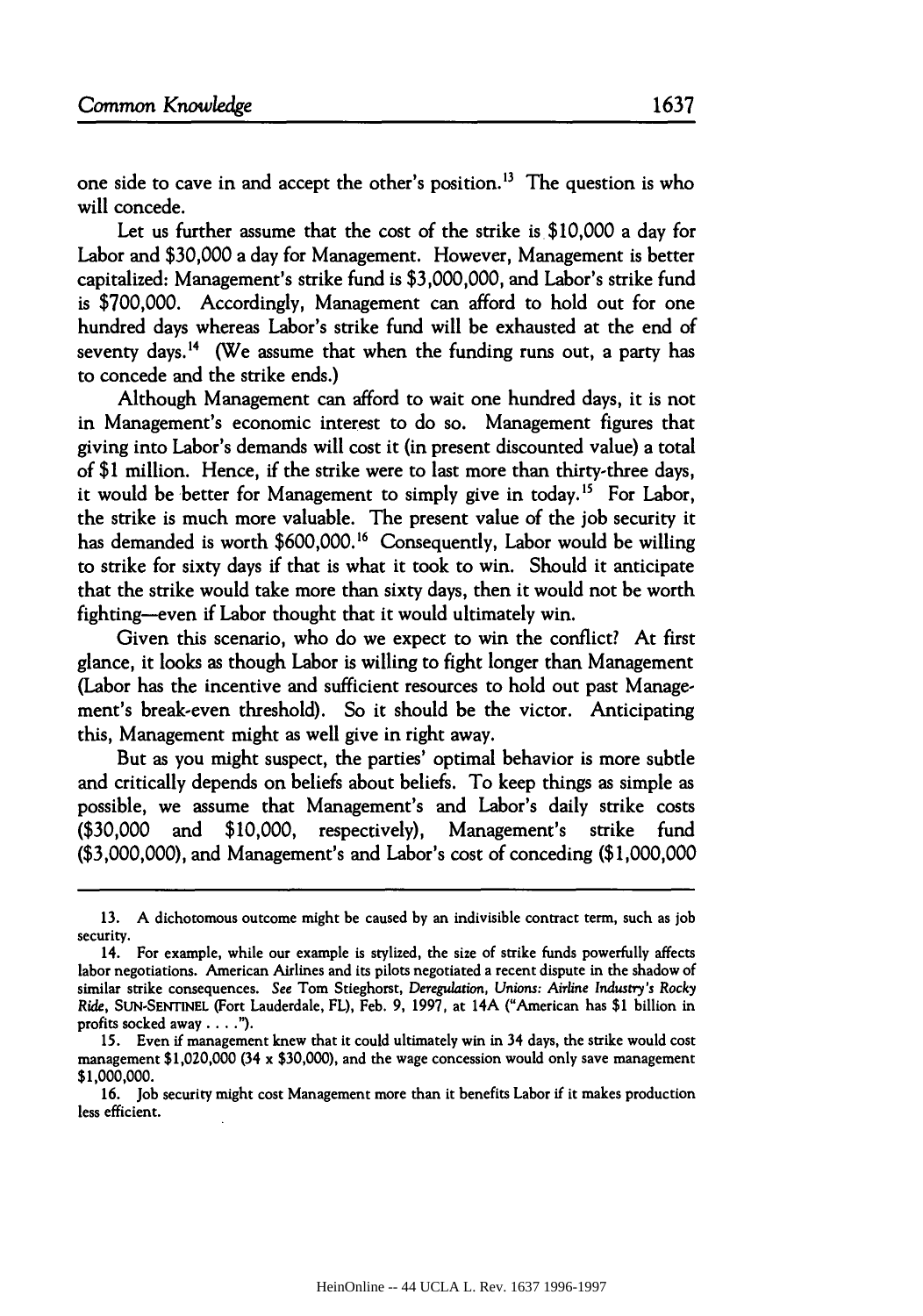one side to cave in and accept the other's position.[13] The question is who will concede.

Let us further assume that the cost of the strike is $10,000 a day for Labor and $30,000 a day for Management. However, Management is better capitalized: Management's strike fund is $3,000,000, and Labor's strike fund is $700,000. Accordingly, Management can afford to hold out for one hundred days whereas Labor's strike fund will be exhausted at the end of seventy days.[14] (We assume that when the funding runs out, a party has to concede and the strike ends.)

Although Management can afford to wait one hundred days, it is not in Management's economic interest to do so. Management figures that giving into Labor's demands will cost it (in present discounted value) a total of $1 million. Hence, if the strike were to last more than thirty-three days, it would be better for Management to simply give in today.[15] For Labor, the strike is much more valuable. The present value of the job security it has demanded is worth $600,000.[16] Consequently, Labor would be willing to strike for sixty days if that is what it took to win. Should it anticipate that the strike would take more than sixty days, then it would not be worth fighting—even if Labor thought that it would ultimately win.

Given this scenario, who do we expect to win the conflict? At first glance, it looks as though Labor is willing to fight longer than Management (Labor has the incentive and sufficient resources to hold out past Management's break-even threshold). So it should be the victor. Anticipating this, Management might as well give in right away.

But as you might suspect, the parties' optimal behavior is more subtle and critically depends on beliefs about beliefs. To keep things as simple as possible, we assume that Management's and Labor's daily strike costs ($30,000 and $10,000, respectively), Management's strike fund ($3,000,000), and Management's and Labor's cost of conceding ($1,000,000

---

13. A dichotomous outcome might be caused by an indivisible contract term, such as job security.

14. For example, while our example is stylized, the size of strike funds powerfully affects labor negotiations. American Airlines and its pilots negotiated a recent dispute in the shadow of similar strike consequences. *See* Tom Stieghorst, *Deregulation, Unions: Airline Industry's Rocky Ride*, SUN-SENTINEL (Fort Lauderdale, FL), Feb. 9, 1997, at 14A ("American has $1 billion in profits socked away . . . .").

15. Even if management knew that it could ultimately win in 34 days, the strike would cost management $1,020,000 (34 x $30,000), and the wage concession would only save management $1,000,000.

16. Job security might cost Management more than it benefits Labor if it makes production less efficient.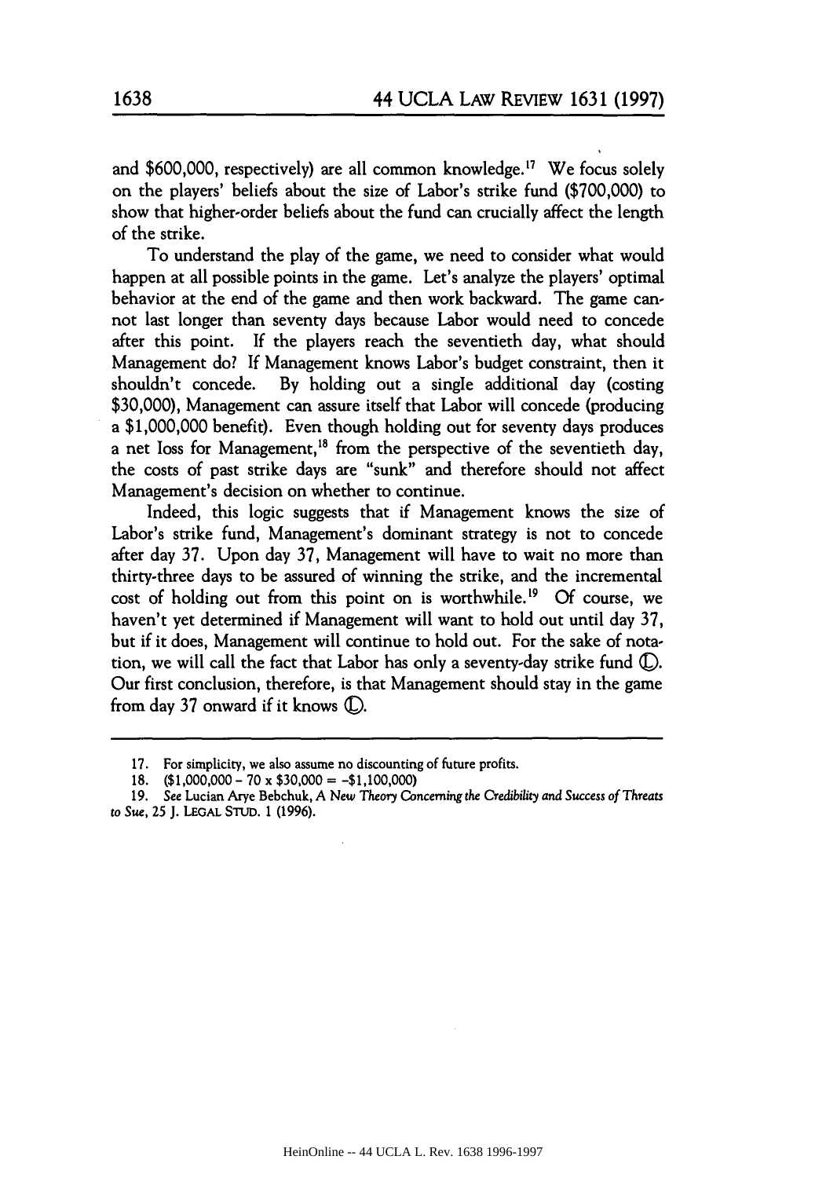and $600,000, respectively) are all common knowledge.[17] We focus solely on the players' beliefs about the size of Labor's strike fund ($700,000) to show that higher-order beliefs about the fund can crucially affect the length of the strike.

To understand the play of the game, we need to consider what would happen at all possible points in the game. Let's analyze the players' optimal behavior at the end of the game and then work backward. The game cannot last longer than seventy days because Labor would need to concede after this point. If the players reach the seventieth day, what should Management do? If Management knows Labor's budget constraint, then it shouldn't concede. By holding out a single additional day (costing $30,000), Management can assure itself that Labor will concede (producing a $1,000,000 benefit). Even though holding out for seventy days produces a net loss for Management,[18] from the perspective of the seventieth day, the costs of past strike days are "sunk" and therefore should not affect Management's decision on whether to continue.

Indeed, this logic suggests that if Management knows the size of Labor's strike fund, Management's dominant strategy is not to concede after day 37. Upon day 37, Management will have to wait no more than thirty-three days to be assured of winning the strike, and the incremental cost of holding out from this point on is worthwhile.[19] Of course, we haven't yet determined if Management will want to hold out until day 37, but if it does, Management will continue to hold out. For the sake of notation, we will call the fact that Labor has only a seventy-day strike fund Ⓛ. Our first conclusion, therefore, is that Management should stay in the game from day 37 onward if it knows Ⓛ.

---

17. For simplicity, we also assume no discounting of future profits.

18. ($1,000,000 – 70 x $30,000 = -$1,100,000)

19. *See* Lucian Arye Bebchuk, *A New Theory Concerning the Credibility and Success of Threats to Sue*, 25 J. LEGAL STUD. 1 (1996).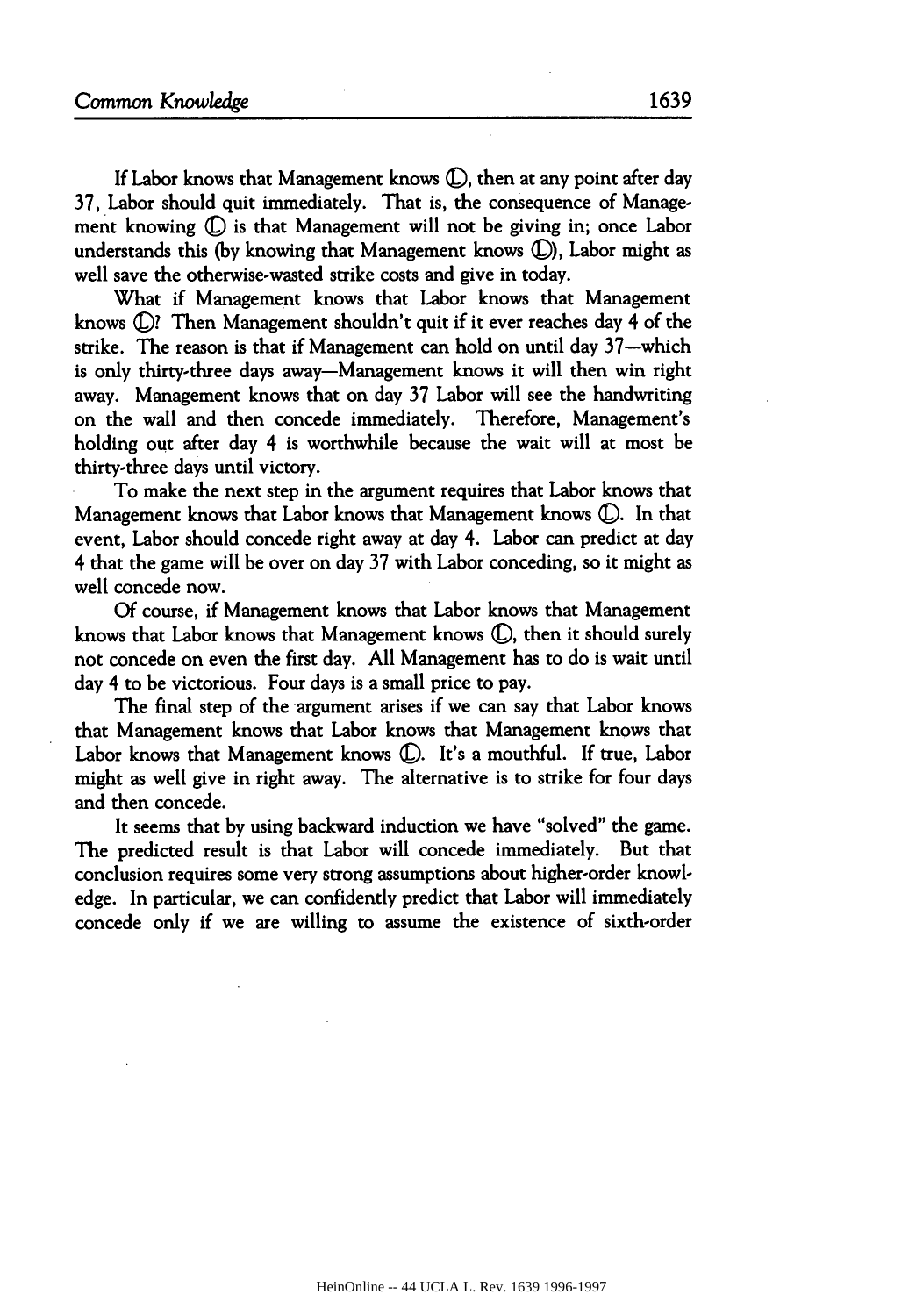If Labor knows that Management knows Ⓓ, then at any point after day 37, Labor should quit immediately. That is, the consequence of Management knowing Ⓓ is that Management will not be giving in; once Labor understands this (by knowing that Management knows Ⓓ), Labor might as well save the otherwise-wasted strike costs and give in today.

What if Management knows that Labor knows that Management knows Ⓓ? Then Management shouldn't quit if it ever reaches day 4 of the strike. The reason is that if Management can hold on until day 37—which is only thirty-three days away—Management knows it will then win right away. Management knows that on day 37 Labor will see the handwriting on the wall and then concede immediately. Therefore, Management's holding out after day 4 is worthwhile because the wait will at most be thirty-three days until victory.

To make the next step in the argument requires that Labor knows that Management knows that Labor knows that Management knows Ⓓ. In that event, Labor should concede right away at day 4. Labor can predict at day 4 that the game will be over on day 37 with Labor conceding, so it might as well concede now.

Of course, if Management knows that Labor knows that Management knows that Labor knows that Management knows Ⓓ, then it should surely not concede on even the first day. All Management has to do is wait until day 4 to be victorious. Four days is a small price to pay.

The final step of the argument arises if we can say that Labor knows that Management knows that Labor knows that Management knows that Labor knows that Management knows Ⓓ. It's a mouthful. If true, Labor might as well give in right away. The alternative is to strike for four days and then concede.

It seems that by using backward induction we have "solved" the game. The predicted result is that Labor will concede immediately. But that conclusion requires some very strong assumptions about higher-order knowledge. In particular, we can confidently predict that Labor will immediately concede only if we are willing to assume the existence of sixth-order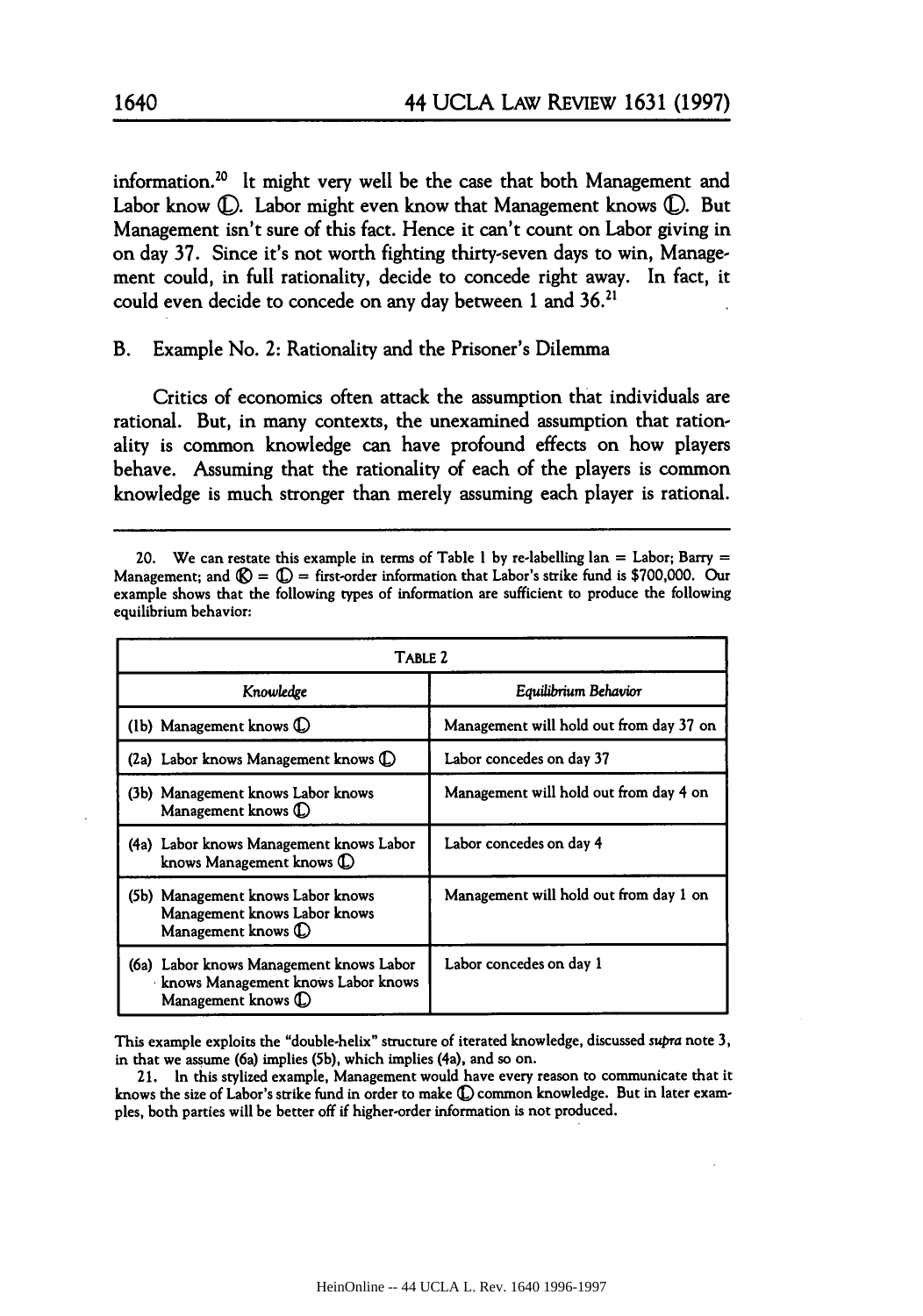information.[20] It might very well be the case that both Management and Labor know Ⓛ. Labor might even know that Management knows Ⓛ. But Management isn't sure of this fact. Hence it can't count on Labor giving in on day 37. Since it's not worth fighting thirty-seven days to win, Management could, in full rationality, decide to concede right away. In fact, it could even decide to concede on any day between 1 and 36.[21]

## B. Example No. 2: Rationality and the Prisoner's Dilemma

Critics of economics often attack the assumption that individuals are rational. But, in many contexts, the unexamined assumption that rationality is common knowledge can have profound effects on how players behave. Assuming that the rationality of each of the players is common knowledge is much stronger than merely assuming each player is rational.

---

20. We can restate this example in terms of Table 1 by re-labelling Ian = Labor; Barry = Management; and Ⓚ = Ⓛ = first-order information that Labor's strike fund is \$700,000. Our example shows that the following types of information are sufficient to produce the following equilibrium behavior:

| TABLE 2 | |
|---|---|
| *Knowledge* | *Equilibrium Behavior* |
| (1b) Management knows Ⓛ | Management will hold out from day 37 on |
| (2a) Labor knows Management knows Ⓛ | Labor concedes on day 37 |
| (3b) Management knows Labor knows Management knows Ⓛ | Management will hold out from day 4 on |
| (4a) Labor knows Management knows Labor knows Management knows Ⓛ | Labor concedes on day 4 |
| (5b) Management knows Labor knows Management knows Labor knows Management knows Ⓛ | Management will hold out from day 1 on |
| (6a) Labor knows Management knows Labor knows Management knows Labor knows Management knows Ⓛ | Labor concedes on day 1 |

This example exploits the "double-helix" structure of iterated knowledge, discussed *supra* note 3, in that we assume (6a) implies (5b), which implies (4a), and so on.

21. In this stylized example, Management would have every reason to communicate that it knows the size of Labor's strike fund in order to make Ⓛ common knowledge. But in later examples, both parties will be better off if higher-order information is not produced.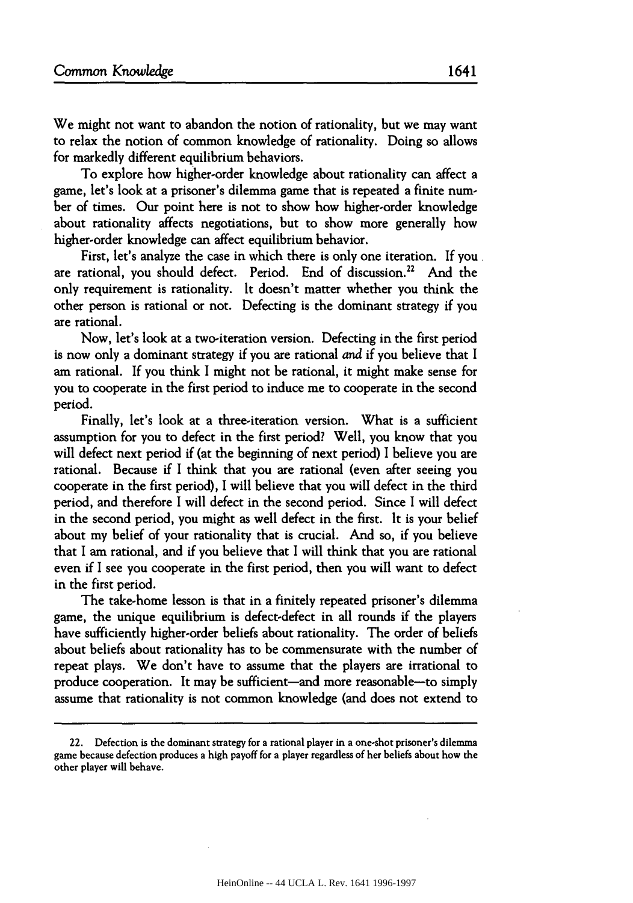We might not want to abandon the notion of rationality, but we may want to relax the notion of common knowledge of rationality. Doing so allows for markedly different equilibrium behaviors.

To explore how higher-order knowledge about rationality can affect a game, let's look at a prisoner's dilemma game that is repeated a finite number of times. Our point here is not to show how higher-order knowledge about rationality affects negotiations, but to show more generally how higher-order knowledge can affect equilibrium behavior.

First, let's analyze the case in which there is only one iteration. If you are rational, you should defect. Period. End of discussion.[22] And the only requirement is rationality. It doesn't matter whether you think the other person is rational or not. Defecting is the dominant strategy if you are rational.

Now, let's look at a two-iteration version. Defecting in the first period is now only a dominant strategy if you are rational *and* if you believe that I am rational. If you think I might not be rational, it might make sense for you to cooperate in the first period to induce me to cooperate in the second period.

Finally, let's look at a three-iteration version. What is a sufficient assumption for you to defect in the first period? Well, you know that you will defect next period if (at the beginning of next period) I believe you are rational. Because if I think that you are rational (even after seeing you cooperate in the first period), I will believe that you will defect in the third period, and therefore I will defect in the second period. Since I will defect in the second period, you might as well defect in the first. It is your belief about my belief of your rationality that is crucial. And so, if you believe that I am rational, and if you believe that I will think that you are rational even if I see you cooperate in the first period, then you will want to defect in the first period.

The take-home lesson is that in a finitely repeated prisoner's dilemma game, the unique equilibrium is defect-defect in all rounds if the players have sufficiently higher-order beliefs about rationality. The order of beliefs about beliefs about rationality has to be commensurate with the number of repeat plays. We don't have to assume that the players are irrational to produce cooperation. It may be sufficient—and more reasonable—to simply assume that rationality is not common knowledge (and does not extend to

---

22. Defection is the dominant strategy for a rational player in a one-shot prisoner's dilemma game because defection produces a high payoff for a player regardless of her beliefs about how the other player will behave.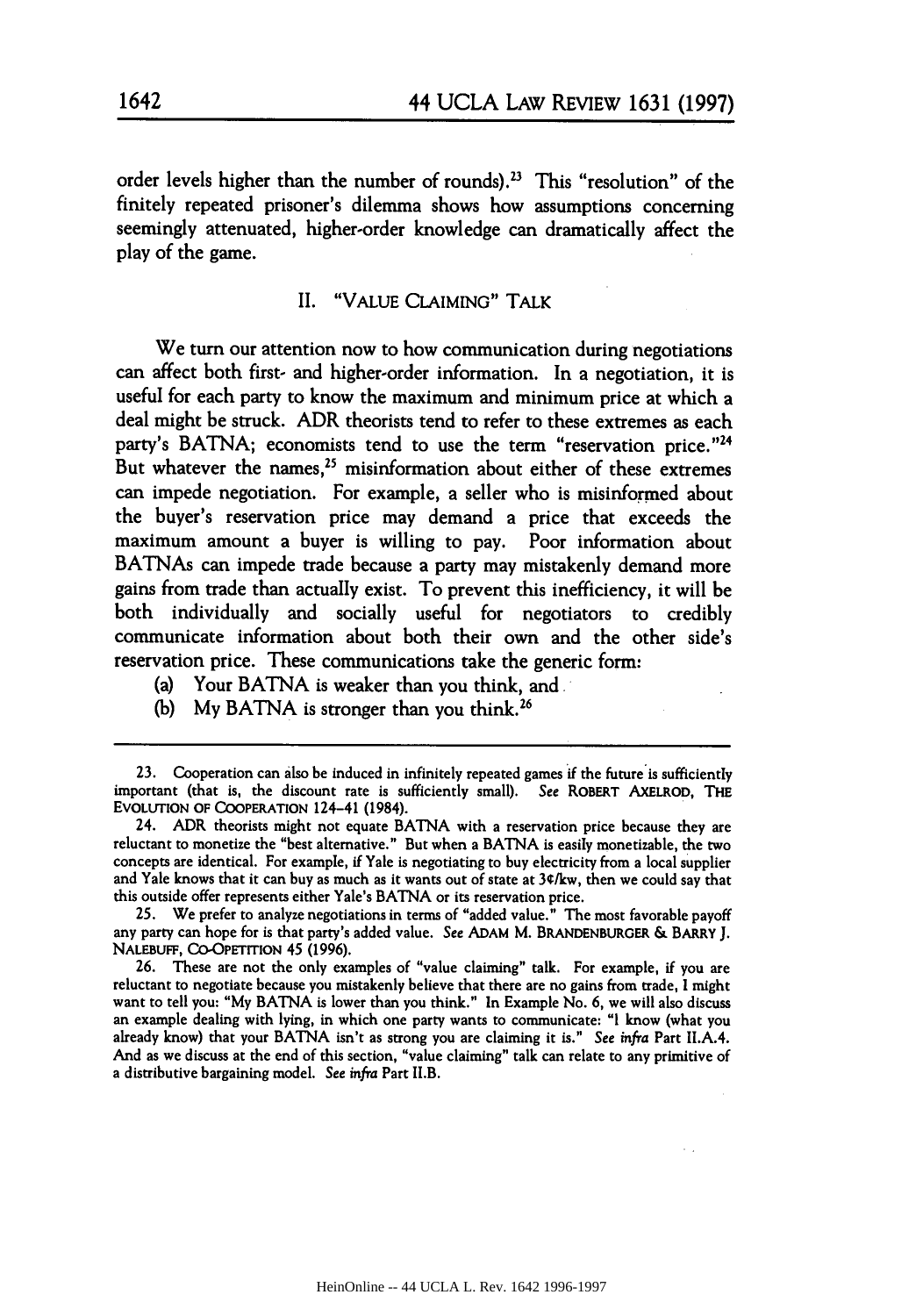order levels higher than the number of rounds).[23] This "resolution" of the finitely repeated prisoner's dilemma shows how assumptions concerning seemingly attenuated, higher-order knowledge can dramatically affect the play of the game.

## II. "VALUE CLAIMING" TALK

We turn our attention now to how communication during negotiations can affect both first- and higher-order information. In a negotiation, it is useful for each party to know the maximum and minimum price at which a deal might be struck. ADR theorists tend to refer to these extremes as each party's BATNA; economists tend to use the term "reservation price."[24] But whatever the names,[25] misinformation about either of these extremes can impede negotiation. For example, a seller who is misinformed about the buyer's reservation price may demand a price that exceeds the maximum amount a buyer is willing to pay. Poor information about BATNAs can impede trade because a party may mistakenly demand more gains from trade than actually exist. To prevent this inefficiency, it will be both individually and socially useful for negotiators to credibly communicate information about both their own and the other side's reservation price. These communications take the generic form:

(a) Your BATNA is weaker than you think, and

(b) My BATNA is stronger than you think.[26]

---

23. Cooperation can also be induced in infinitely repeated games if the future is sufficiently important (that is, the discount rate is sufficiently small). *See* ROBERT AXELROD, THE EVOLUTION OF COOPERATION 124–41 (1984).

24. ADR theorists might not equate BATNA with a reservation price because they are reluctant to monetize the "best alternative." But when a BATNA is easily monetizable, the two concepts are identical. For example, if Yale is negotiating to buy electricity from a local supplier and Yale knows that it can buy as much as it wants out of state at 3¢/kw, then we could say that this outside offer represents either Yale's BATNA or its reservation price.

25. We prefer to analyze negotiations in terms of "added value." The most favorable payoff any party can hope for is that party's added value. *See* ADAM M. BRANDENBURGER & BARRY J. NALEBUFF, CO-OPETITION 45 (1996).

26. These are not the only examples of "value claiming" talk. For example, if you are reluctant to negotiate because you mistakenly believe that there are no gains from trade, I might want to tell you: "My BATNA is lower than you think." In Example No. 6, we will also discuss an example dealing with lying, in which one party wants to communicate: "I know (what you already know) that your BATNA isn't as strong you are claiming it is." *See infra* Part II.A.4. And as we discuss at the end of this section, "value claiming" talk can relate to any primitive of a distributive bargaining model. *See infra* Part II.B.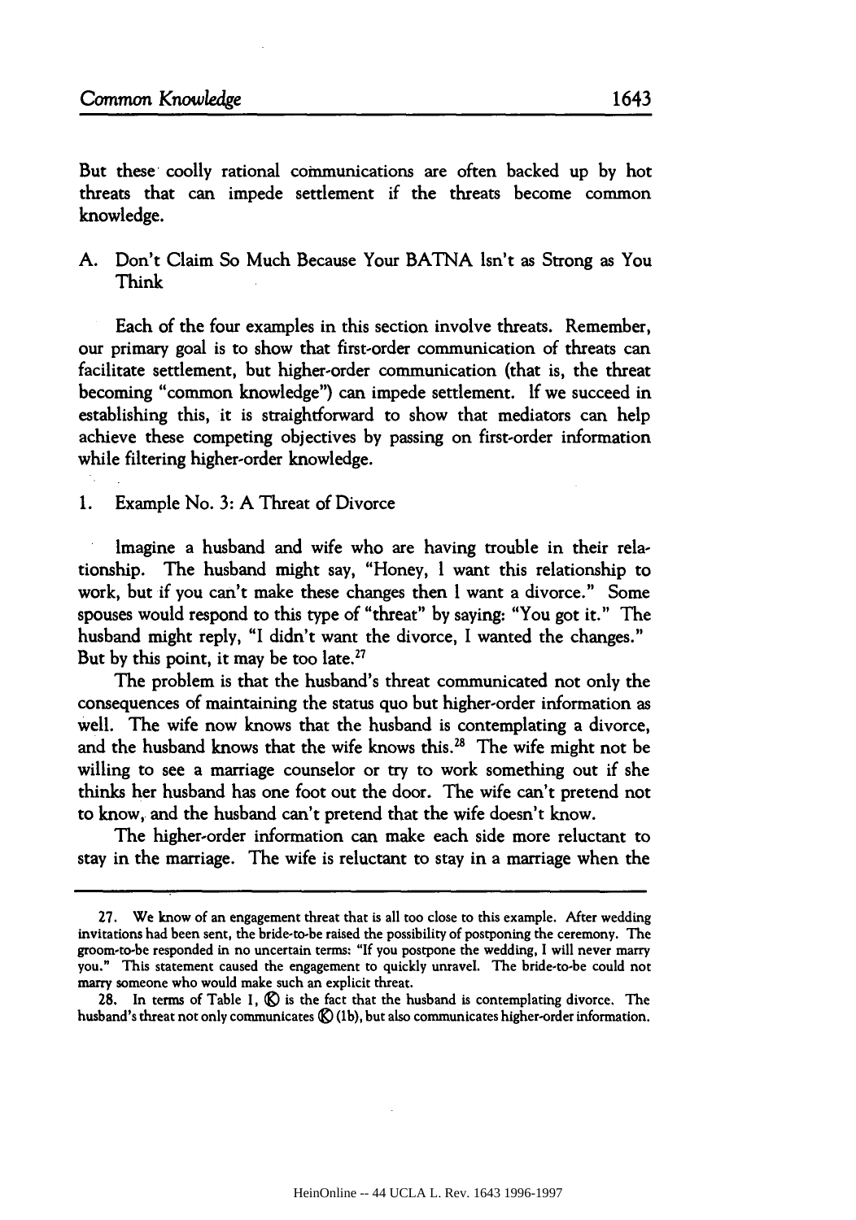But these coolly rational communications are often backed up by hot threats that can impede settlement if the threats become common knowledge.

### A. Don't Claim So Much Because Your BATNA Isn't as Strong as You Think

Each of the four examples in this section involve threats. Remember, our primary goal is to show that first-order communication of threats can facilitate settlement, but higher-order communication (that is, the threat becoming "common knowledge") can impede settlement. If we succeed in establishing this, it is straightforward to show that mediators can help achieve these competing objectives by passing on first-order information while filtering higher-order knowledge.

#### 1. Example No. 3: A Threat of Divorce

Imagine a husband and wife who are having trouble in their relationship. The husband might say, "Honey, I want this relationship to work, but if you can't make these changes then I want a divorce." Some spouses would respond to this type of "threat" by saying: "You got it." The husband might reply, "I didn't want the divorce, I wanted the changes." But by this point, it may be too late.[27]

The problem is that the husband's threat communicated not only the consequences of maintaining the status quo but higher-order information as well. The wife now knows that the husband is contemplating a divorce, and the husband knows that the wife knows this.[28] The wife might not be willing to see a marriage counselor or try to work something out if she thinks her husband has one foot out the door. The wife can't pretend not to know, and the husband can't pretend that the wife doesn't know.

The higher-order information can make each side more reluctant to stay in the marriage. The wife is reluctant to stay in a marriage when the

---

27. We know of an engagement threat that is all too close to this example. After wedding invitations had been sent, the bride-to-be raised the possibility of postponing the ceremony. The groom-to-be responded in no uncertain terms: "If you postpone the wedding, I will never marry you." This statement caused the engagement to quickly unravel. The bride-to-be could not marry someone who would make such an explicit threat.

28. In terms of Table I, Ⓚ is the fact that the husband is contemplating divorce. The husband's threat not only communicates Ⓚ (1b), but also communicates higher-order information.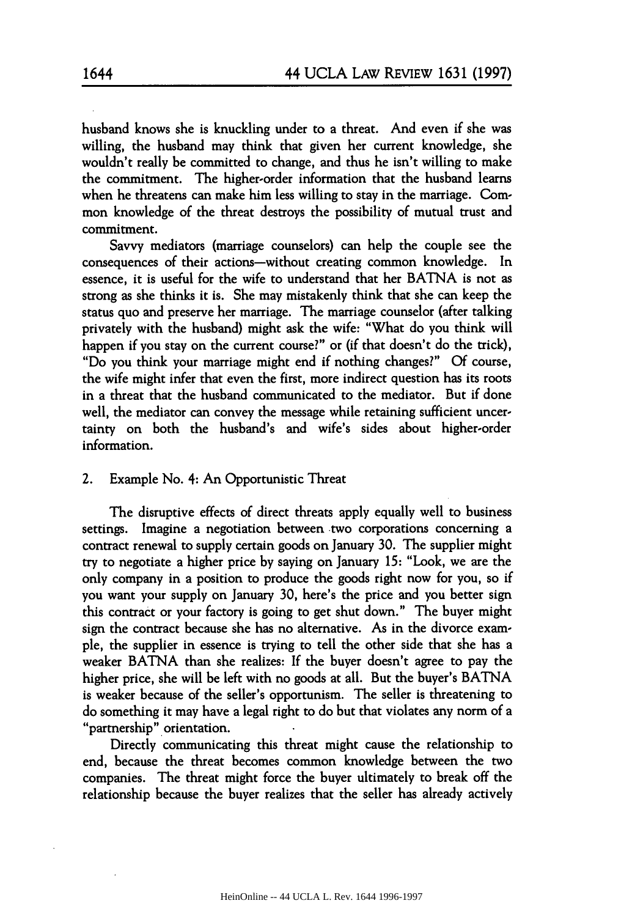husband knows she is knuckling under to a threat. And even if she was willing, the husband may think that given her current knowledge, she wouldn't really be committed to change, and thus he isn't willing to make the commitment. The higher-order information that the husband learns when he threatens can make him less willing to stay in the marriage. Common knowledge of the threat destroys the possibility of mutual trust and commitment.

Savvy mediators (marriage counselors) can help the couple see the consequences of their actions—without creating common knowledge. In essence, it is useful for the wife to understand that her BATNA is not as strong as she thinks it is. She may mistakenly think that she can keep the status quo and preserve her marriage. The marriage counselor (after talking privately with the husband) might ask the wife: "What do you think will happen if you stay on the current course?" or (if that doesn't do the trick), "Do you think your marriage might end if nothing changes?" Of course, the wife might infer that even the first, more indirect question has its roots in a threat that the husband communicated to the mediator. But if done well, the mediator can convey the message while retaining sufficient uncertainty on both the husband's and wife's sides about higher-order information.

### 2. Example No. 4: An Opportunistic Threat

The disruptive effects of direct threats apply equally well to business settings. Imagine a negotiation between two corporations concerning a contract renewal to supply certain goods on January 30. The supplier might try to negotiate a higher price by saying on January 15: "Look, we are the only company in a position to produce the goods right now for you, so if you want your supply on January 30, here's the price and you better sign this contract or your factory is going to get shut down." The buyer might sign the contract because she has no alternative. As in the divorce example, the supplier in essence is trying to tell the other side that she has a weaker BATNA than she realizes: If the buyer doesn't agree to pay the higher price, she will be left with no goods at all. But the buyer's BATNA is weaker because of the seller's opportunism. The seller is threatening to do something it may have a legal right to do but that violates any norm of a "partnership" orientation.

Directly communicating this threat might cause the relationship to end, because the threat becomes common knowledge between the two companies. The threat might force the buyer ultimately to break off the relationship because the buyer realizes that the seller has already actively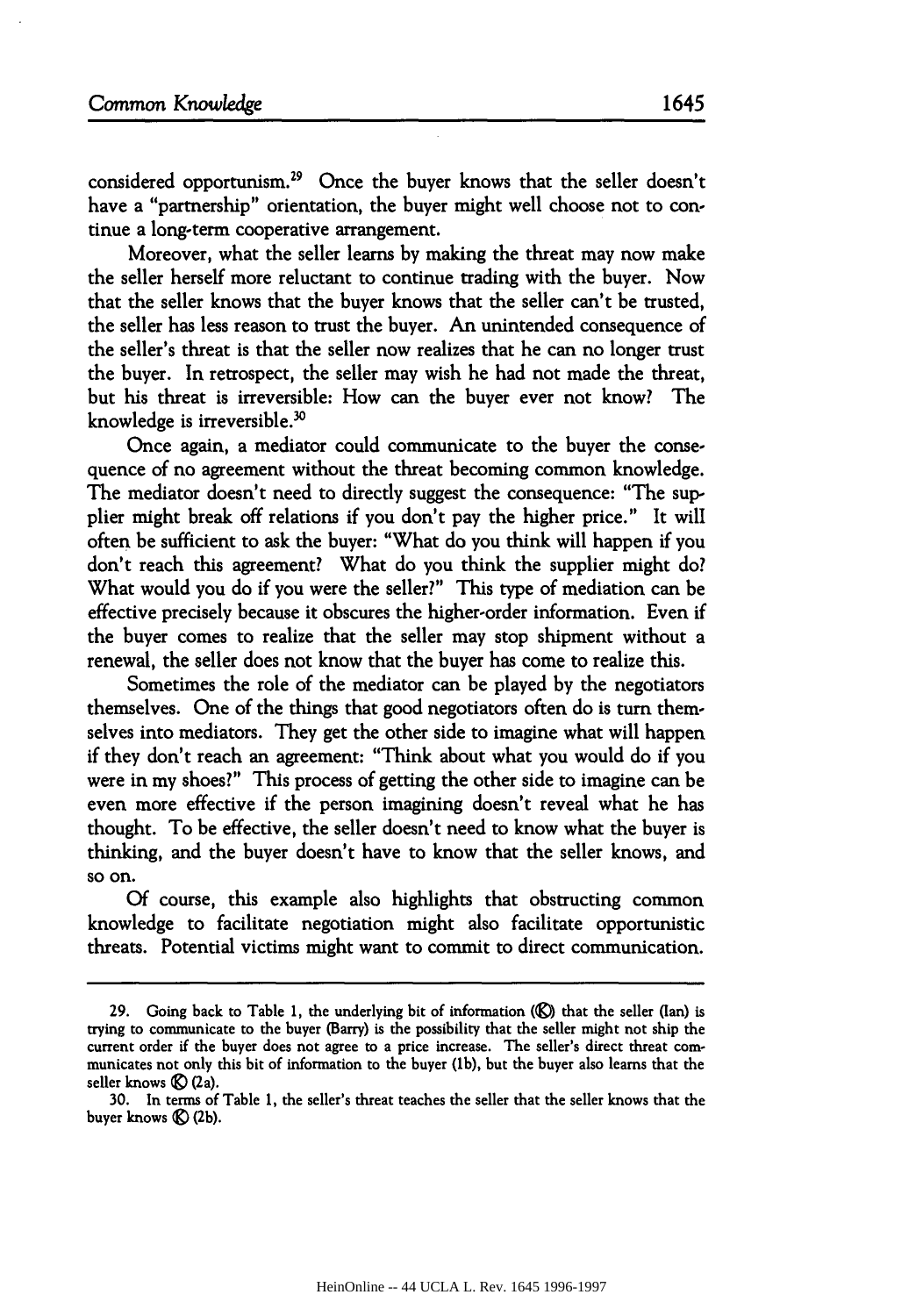considered opportunism.[29] Once the buyer knows that the seller doesn't have a "partnership" orientation, the buyer might well choose not to continue a long-term cooperative arrangement.

Moreover, what the seller learns by making the threat may now make the seller herself more reluctant to continue trading with the buyer. Now that the seller knows that the buyer knows that the seller can't be trusted, the seller has less reason to trust the buyer. An unintended consequence of the seller's threat is that the seller now realizes that he can no longer trust the buyer. In retrospect, the seller may wish he had not made the threat, but his threat is irreversible: How can the buyer ever not know? The knowledge is irreversible.[30]

Once again, a mediator could communicate to the buyer the consequence of no agreement without the threat becoming common knowledge. The mediator doesn't need to directly suggest the consequence: "The supplier might break off relations if you don't pay the higher price." It will often be sufficient to ask the buyer: "What do you think will happen if you don't reach this agreement? What do you think the supplier might do? What would you do if you were the seller?" This type of mediation can be effective precisely because it obscures the higher-order information. Even if the buyer comes to realize that the seller may stop shipment without a renewal, the seller does not know that the buyer has come to realize this.

Sometimes the role of the mediator can be played by the negotiators themselves. One of the things that good negotiators often do is turn themselves into mediators. They get the other side to imagine what will happen if they don't reach an agreement: "Think about what you would do if you were in my shoes?" This process of getting the other side to imagine can be even more effective if the person imagining doesn't reveal what he has thought. To be effective, the seller doesn't need to know what the buyer is thinking, and the buyer doesn't have to know that the seller knows, and so on.

Of course, this example also highlights that obstructing common knowledge to facilitate negotiation might also facilitate opportunistic threats. Potential victims might want to commit to direct communication.

---

29. Going back to Table 1, the underlying bit of information (Ⓚ) that the seller (Ian) is trying to communicate to the buyer (Barry) is the possibility that the seller might not ship the current order if the buyer does not agree to a price increase. The seller's direct threat communicates not only this bit of information to the buyer (1b), but the buyer also learns that the seller knows Ⓚ (2a).

30. In terms of Table 1, the seller's threat teaches the seller that the seller knows that the buyer knows Ⓚ (2b).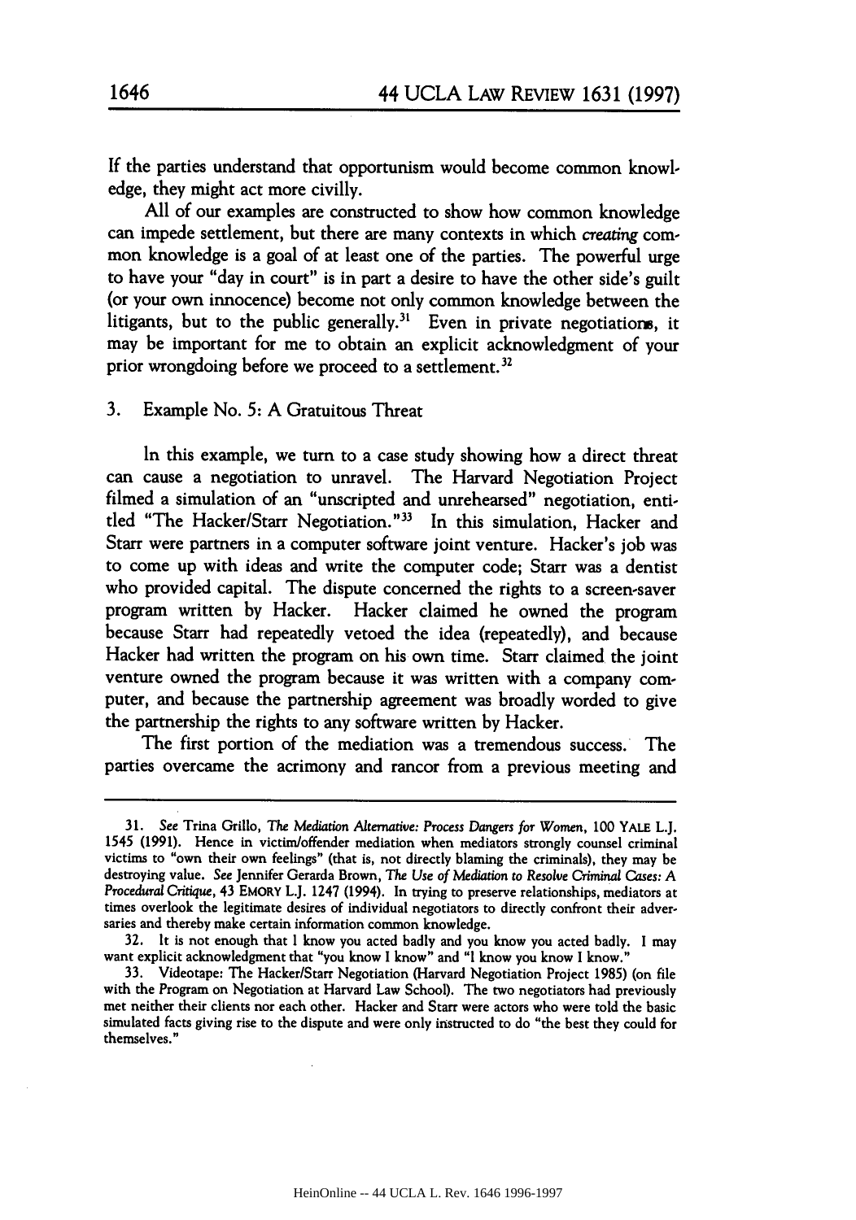If the parties understand that opportunism would become common knowledge, they might act more civilly.

All of our examples are constructed to show how common knowledge can impede settlement, but there are many contexts in which *creating* common knowledge is a goal of at least one of the parties. The powerful urge to have your "day in court" is in part a desire to have the other side's guilt (or your own innocence) become not only common knowledge between the litigants, but to the public generally.[31] Even in private negotiations, it may be important for me to obtain an explicit acknowledgment of your prior wrongdoing before we proceed to a settlement.[32]

### 3. Example No. 5: A Gratuitous Threat

In this example, we turn to a case study showing how a direct threat can cause a negotiation to unravel. The Harvard Negotiation Project filmed a simulation of an "unscripted and unrehearsed" negotiation, entitled "The Hacker/Starr Negotiation."[33] In this simulation, Hacker and Starr were partners in a computer software joint venture. Hacker's job was to come up with ideas and write the computer code; Starr was a dentist who provided capital. The dispute concerned the rights to a screen-saver program written by Hacker. Hacker claimed he owned the program because Starr had repeatedly vetoed the idea (repeatedly), and because Hacker had written the program on his own time. Starr claimed the joint venture owned the program because it was written with a company computer, and because the partnership agreement was broadly worded to give the partnership the rights to any software written by Hacker.

The first portion of the mediation was a tremendous success. The parties overcame the acrimony and rancor from a previous meeting and

---

31. *See* Trina Grillo, *The Mediation Alternative: Process Dangers for Women*, 100 YALE L.J. 1545 (1991). Hence in victim/offender mediation when mediators strongly counsel criminal victims to "own their own feelings" (that is, not directly blaming the criminals), they may be destroying value. *See* Jennifer Gerarda Brown, *The Use of Mediation to Resolve Criminal Cases: A Procedural Critique*, 43 EMORY L.J. 1247 (1994). In trying to preserve relationships, mediators at times overlook the legitimate desires of individual negotiators to directly confront their adversaries and thereby make certain information common knowledge.

32. It is not enough that I know you acted badly and you know you acted badly. I may want explicit acknowledgment that "you know I know" and "I know you know I know."

33. Videotape: The Hacker/Starr Negotiation (Harvard Negotiation Project 1985) (on file with the Program on Negotiation at Harvard Law School). The two negotiators had previously met neither their clients nor each other. Hacker and Starr were actors who were told the basic simulated facts giving rise to the dispute and were only instructed to do "the best they could for themselves."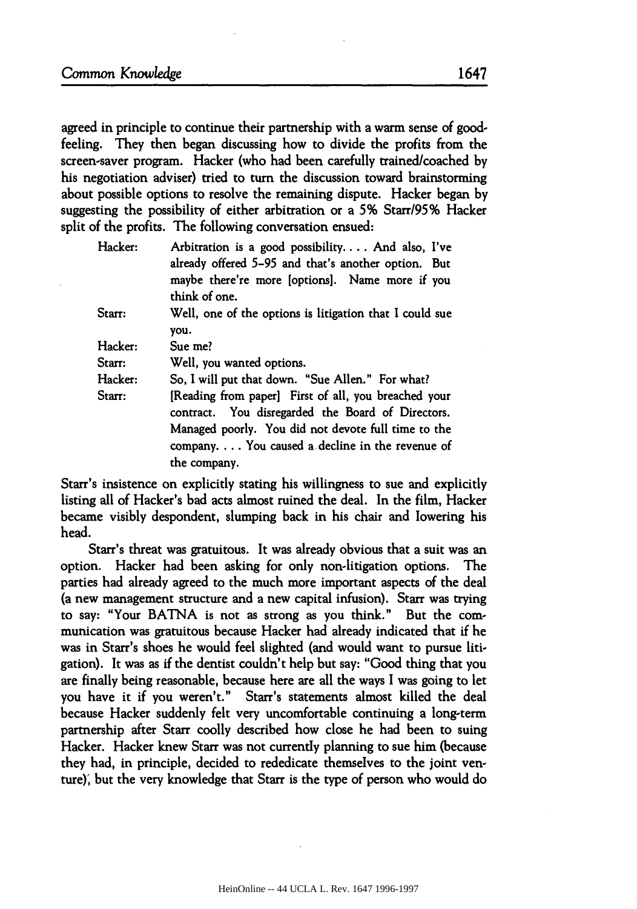agreed in principle to continue their partnership with a warm sense of good-feeling. They then began discussing how to divide the profits from the screen-saver program. Hacker (who had been carefully trained/coached by his negotiation adviser) tried to turn the discussion toward brainstorming about possible options to resolve the remaining dispute. Hacker began by suggesting the possibility of either arbitration or a 5% Starr/95% Hacker split of the profits. The following conversation ensued:

> Hacker: Arbitration is a good possibility. . . . And also, I've already offered 5–95 and that's another option. But maybe there're more [options]. Name more if you think of one.
>
> Starr: Well, one of the options is litigation that I could sue you.
>
> Hacker: Sue me?
>
> Starr: Well, you wanted options.
>
> Hacker: So, I will put that down. "Sue Allen." For what?
>
> Starr: [Reading from paper] First of all, you breached your contract. You disregarded the Board of Directors. Managed poorly. You did not devote full time to the company. . . . You caused a decline in the revenue of the company.

Starr's insistence on explicitly stating his willingness to sue and explicitly listing all of Hacker's bad acts almost ruined the deal. In the film, Hacker became visibly despondent, slumping back in his chair and lowering his head.

Starr's threat was gratuitous. It was already obvious that a suit was an option. Hacker had been asking for only non-litigation options. The parties had already agreed to the much more important aspects of the deal (a new management structure and a new capital infusion). Starr was trying to say: "Your BATNA is not as strong as you think." But the communication was gratuitous because Hacker had already indicated that if he was in Starr's shoes he would feel slighted (and would want to pursue litigation). It was as if the dentist couldn't help but say: "Good thing that you are finally being reasonable, because here are all the ways I was going to let you have it if you weren't." Starr's statements almost killed the deal because Hacker suddenly felt very uncomfortable continuing a long-term partnership after Starr coolly described how close he had been to suing Hacker. Hacker knew Starr was not currently planning to sue him (because they had, in principle, decided to rededicate themselves to the joint venture), but the very knowledge that Starr is the type of person who would do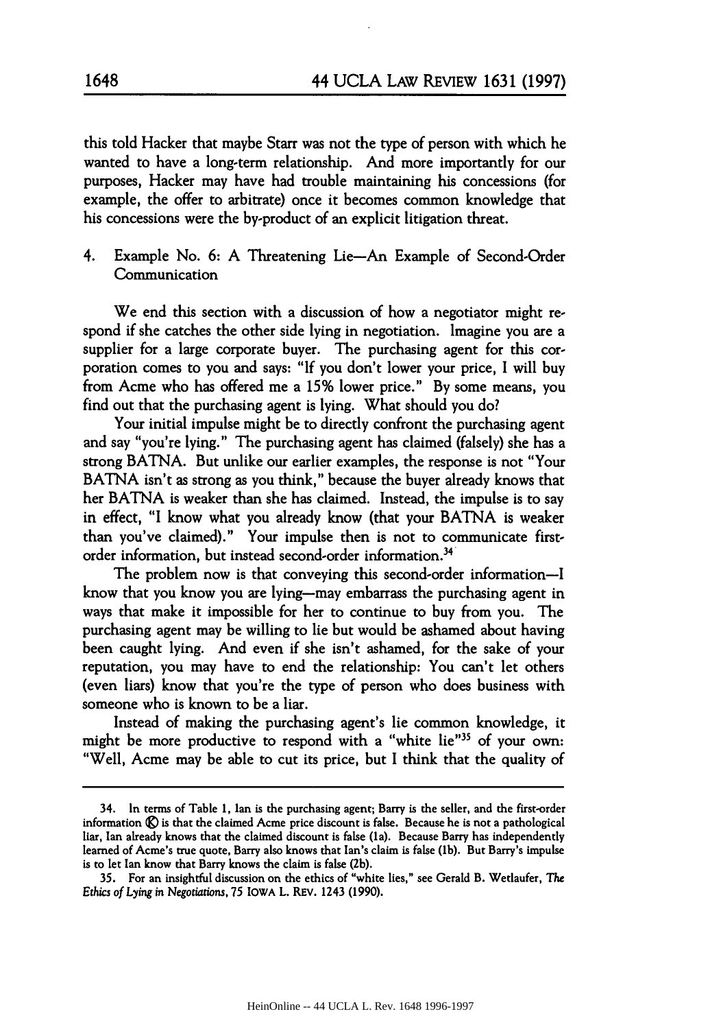this told Hacker that maybe Starr was not the type of person with which he wanted to have a long-term relationship. And more importantly for our purposes, Hacker may have had trouble maintaining his concessions (for example, the offer to arbitrate) once it becomes common knowledge that his concessions were the by-product of an explicit litigation threat.

### 4. Example No. 6: A Threatening Lie—An Example of Second-Order Communication

We end this section with a discussion of how a negotiator might respond if she catches the other side lying in negotiation. Imagine you are a supplier for a large corporate buyer. The purchasing agent for this corporation comes to you and says: "If you don't lower your price, I will buy from Acme who has offered me a 15% lower price." By some means, you find out that the purchasing agent is lying. What should you do?

Your initial impulse might be to directly confront the purchasing agent and say "you're lying." The purchasing agent has claimed (falsely) she has a strong BATNA. But unlike our earlier examples, the response is not "Your BATNA isn't as strong as you think," because the buyer already knows that her BATNA is weaker than she has claimed. Instead, the impulse is to say in effect, "I know what you already know (that your BATNA is weaker than you've claimed)." Your impulse then is not to communicate first-order information, but instead second-order information.[34]

The problem now is that conveying this second-order information—I know that you know you are lying—may embarrass the purchasing agent in ways that make it impossible for her to continue to buy from you. The purchasing agent may be willing to lie but would be ashamed about having been caught lying. And even if she isn't ashamed, for the sake of your reputation, you may have to end the relationship: You can't let others (even liars) know that you're the type of person who does business with someone who is known to be a liar.

Instead of making the purchasing agent's lie common knowledge, it might be more productive to respond with a "white lie"[35] of your own: "Well, Acme may be able to cut its price, but I think that the quality of

---

34. In terms of Table 1, Ian is the purchasing agent; Barry is the seller, and the first-order information (K) is that the claimed Acme price discount is false. Because he is not a pathological liar, Ian already knows that the claimed discount is false (1a). Because Barry has independently learned of Acme's true quote, Barry also knows that Ian's claim is false (1b). But Barry's impulse is to let Ian know that Barry knows the claim is false (2b).

35. For an insightful discussion on the ethics of "white lies," see Gerald B. Wetlaufer, *The Ethics of Lying in Negotiations*, 75 IOWA L. REV. 1243 (1990).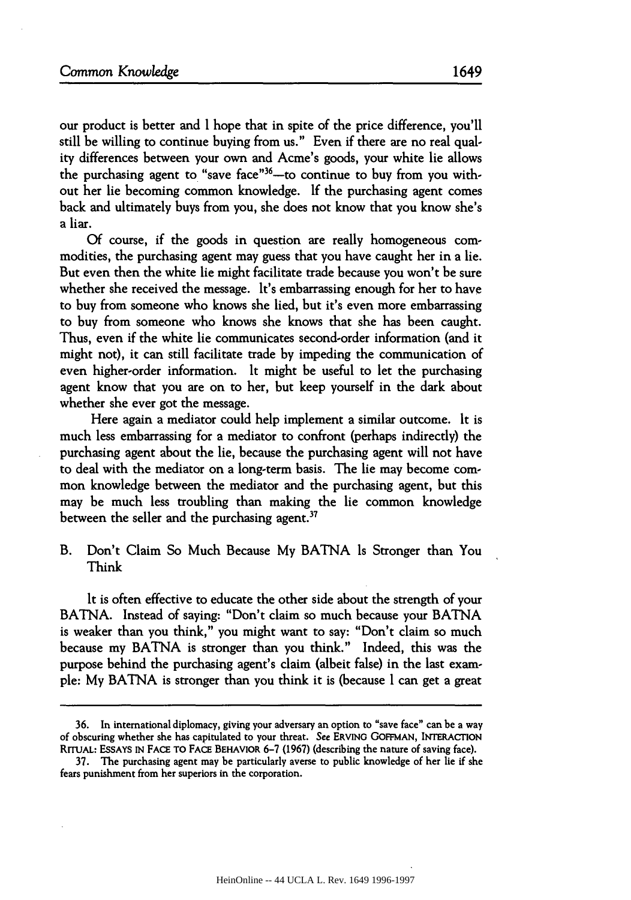our product is better and I hope that in spite of the price difference, you'll still be willing to continue buying from us." Even if there are no real quality differences between your own and Acme's goods, your white lie allows the purchasing agent to "save face"[36]—to continue to buy from you without her lie becoming common knowledge. If the purchasing agent comes back and ultimately buys from you, she does not know that you know she's a liar.

Of course, if the goods in question are really homogeneous commodities, the purchasing agent may guess that you have caught her in a lie. But even then the white lie might facilitate trade because you won't be sure whether she received the message. It's embarrassing enough for her to have to buy from someone who knows she lied, but it's even more embarrassing to buy from someone who knows she knows that she has been caught. Thus, even if the white lie communicates second-order information (and it might not), it can still facilitate trade by impeding the communication of even higher-order information. It might be useful to let the purchasing agent know that you are on to her, but keep yourself in the dark about whether she ever got the message.

Here again a mediator could help implement a similar outcome. It is much less embarrassing for a mediator to confront (perhaps indirectly) the purchasing agent about the lie, because the purchasing agent will not have to deal with the mediator on a long-term basis. The lie may become common knowledge between the mediator and the purchasing agent, but this may be much less troubling than making the lie common knowledge between the seller and the purchasing agent.[37]

## B. Don't Claim So Much Because My BATNA Is Stronger than You Think

It is often effective to educate the other side about the strength of your BATNA. Instead of saying: "Don't claim so much because your BATNA is weaker than you think," you might want to say: "Don't claim so much because my BATNA is stronger than you think." Indeed, this was the purpose behind the purchasing agent's claim (albeit false) in the last example: My BATNA is stronger than you think it is (because I can get a great

---

36. In international diplomacy, giving your adversary an option to "save face" can be a way of obscuring whether she has capitulated to your threat. *See* ERVING GOFFMAN, INTERACTION RITUAL: ESSAYS IN FACE TO FACE BEHAVIOR 6–7 (1967) (describing the nature of saving face).

37. The purchasing agent may be particularly averse to public knowledge of her lie if she fears punishment from her superiors in the corporation.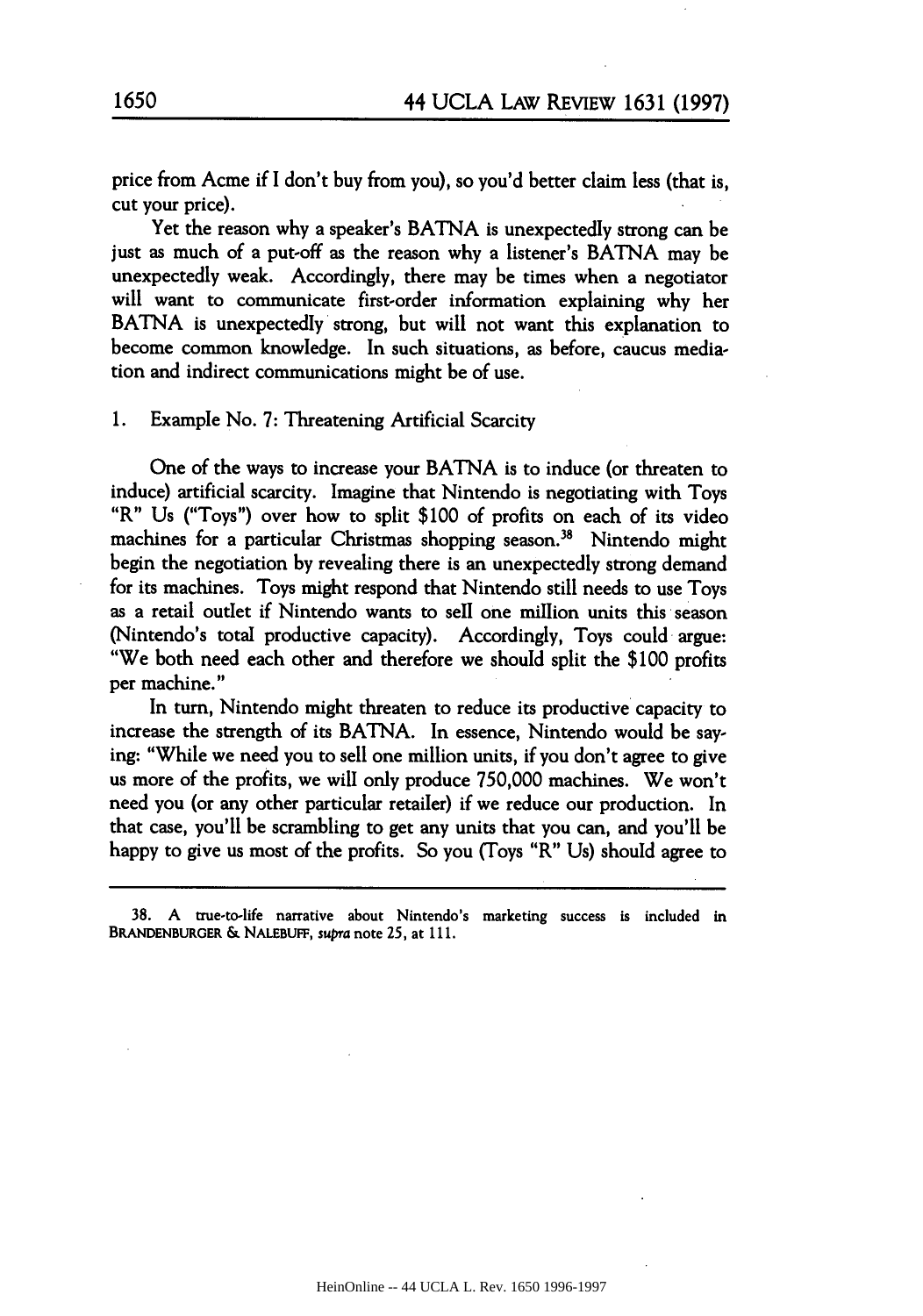price from Acme if I don't buy from you), so you'd better claim less (that is, cut your price).

Yet the reason why a speaker's BATNA is unexpectedly strong can be just as much of a put-off as the reason why a listener's BATNA may be unexpectedly weak. Accordingly, there may be times when a negotiator will want to communicate first-order information explaining why her BATNA is unexpectedly strong, but will not want this explanation to become common knowledge. In such situations, as before, caucus mediation and indirect communications might be of use.

### 1. Example No. 7: Threatening Artificial Scarcity

One of the ways to increase your BATNA is to induce (or threaten to induce) artificial scarcity. Imagine that Nintendo is negotiating with Toys "R" Us ("Toys") over how to split $100 of profits on each of its video machines for a particular Christmas shopping season.[38] Nintendo might begin the negotiation by revealing there is an unexpectedly strong demand for its machines. Toys might respond that Nintendo still needs to use Toys as a retail outlet if Nintendo wants to sell one million units this season (Nintendo's total productive capacity). Accordingly, Toys could argue: "We both need each other and therefore we should split the $100 profits per machine."

In turn, Nintendo might threaten to reduce its productive capacity to increase the strength of its BATNA. In essence, Nintendo would be saying: "While we need you to sell one million units, if you don't agree to give us more of the profits, we will only produce 750,000 machines. We won't need you (or any other particular retailer) if we reduce our production. In that case, you'll be scrambling to get any units that you can, and you'll be happy to give us most of the profits. So you (Toys "R" Us) should agree to

---

38. A true-to-life narrative about Nintendo's marketing success is included in BRANDENBURGER & NALEBUFF, *supra* note 25, at 111.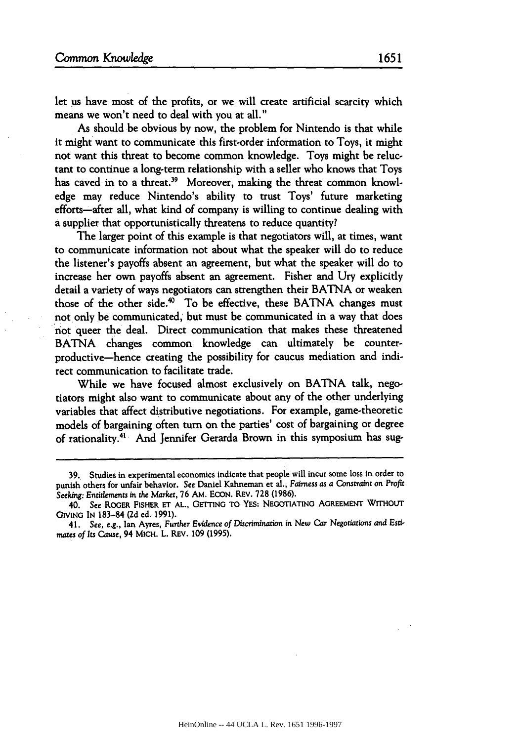let us have most of the profits, or we will create artificial scarcity which means we won't need to deal with you at all."

As should be obvious by now, the problem for Nintendo is that while it might want to communicate this first-order information to Toys, it might not want this threat to become common knowledge. Toys might be reluctant to continue a long-term relationship with a seller who knows that Toys has caved in to a threat.[39] Moreover, making the threat common knowledge may reduce Nintendo's ability to trust Toys' future marketing efforts—after all, what kind of company is willing to continue dealing with a supplier that opportunistically threatens to reduce quantity?

The larger point of this example is that negotiators will, at times, want to communicate information not about what the speaker will do to reduce the listener's payoffs absent an agreement, but what the speaker will do to increase her own payoffs absent an agreement. Fisher and Ury explicitly detail a variety of ways negotiators can strengthen their BATNA or weaken those of the other side.[40] To be effective, these BATNA changes must not only be communicated, but must be communicated in a way that does not queer the deal. Direct communication that makes these threatened BATNA changes common knowledge can ultimately be counterproductive—hence creating the possibility for caucus mediation and indirect communication to facilitate trade.

While we have focused almost exclusively on BATNA talk, negotiators might also want to communicate about any of the other underlying variables that affect distributive negotiations. For example, game-theoretic models of bargaining often turn on the parties' cost of bargaining or degree of rationality.[41] And Jennifer Gerarda Brown in this symposium has sug-

---

39. Studies in experimental economics indicate that people will incur some loss in order to punish others for unfair behavior. *See* Daniel Kahneman et al., *Fairness as a Constraint on Profit Seeking: Entitlements in the Market*, 76 AM. ECON. REV. 728 (1986).

40. *See* ROGER FISHER ET AL., GETTING TO YES: NEGOTIATING AGREEMENT WITHOUT GIVING IN 183–84 (2d ed. 1991).

41. *See, e.g.*, Ian Ayres, *Further Evidence of Discrimination in New Car Negotiations and Estimates of Its Cause*, 94 MICH. L. REV. 109 (1995).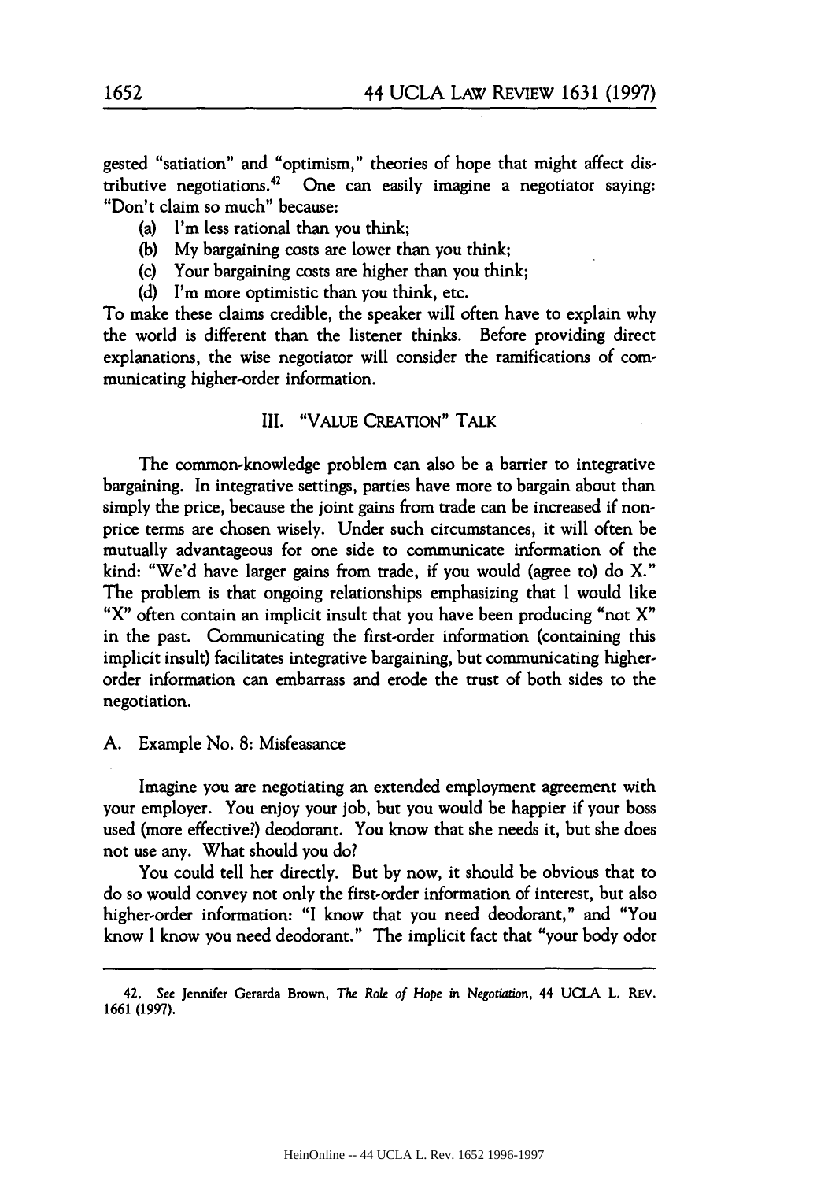gested "satiation" and "optimism," theories of hope that might affect distributive negotiations.[42] One can easily imagine a negotiator saying: "Don't claim so much" because:

(a) I'm less rational than you think;
(b) My bargaining costs are lower than you think;
(c) Your bargaining costs are higher than you think;
(d) I'm more optimistic than you think, etc.

To make these claims credible, the speaker will often have to explain why the world is different than the listener thinks. Before providing direct explanations, the wise negotiator will consider the ramifications of communicating higher-order information.

## III. "VALUE CREATION" TALK

The common-knowledge problem can also be a barrier to integrative bargaining. In integrative settings, parties have more to bargain about than simply the price, because the joint gains from trade can be increased if non-price terms are chosen wisely. Under such circumstances, it will often be mutually advantageous for one side to communicate information of the kind: "We'd have larger gains from trade, if you would (agree to) do X." The problem is that ongoing relationships emphasizing that I would like "X" often contain an implicit insult that you have been producing "not X" in the past. Communicating the first-order information (containing this implicit insult) facilitates integrative bargaining, but communicating higher-order information can embarrass and erode the trust of both sides to the negotiation.

### A. Example No. 8: Misfeasance

Imagine you are negotiating an extended employment agreement with your employer. You enjoy your job, but you would be happier if your boss used (more effective?) deodorant. You know that she needs it, but she does not use any. What should you do?

You could tell her directly. But by now, it should be obvious that to do so would convey not only the first-order information of interest, but also higher-order information: "I know that you need deodorant," and "You know I know you need deodorant." The implicit fact that "your body odor

---

42. *See* Jennifer Gerarda Brown, *The Role of Hope in Negotiation*, 44 UCLA L. REV. 1661 (1997).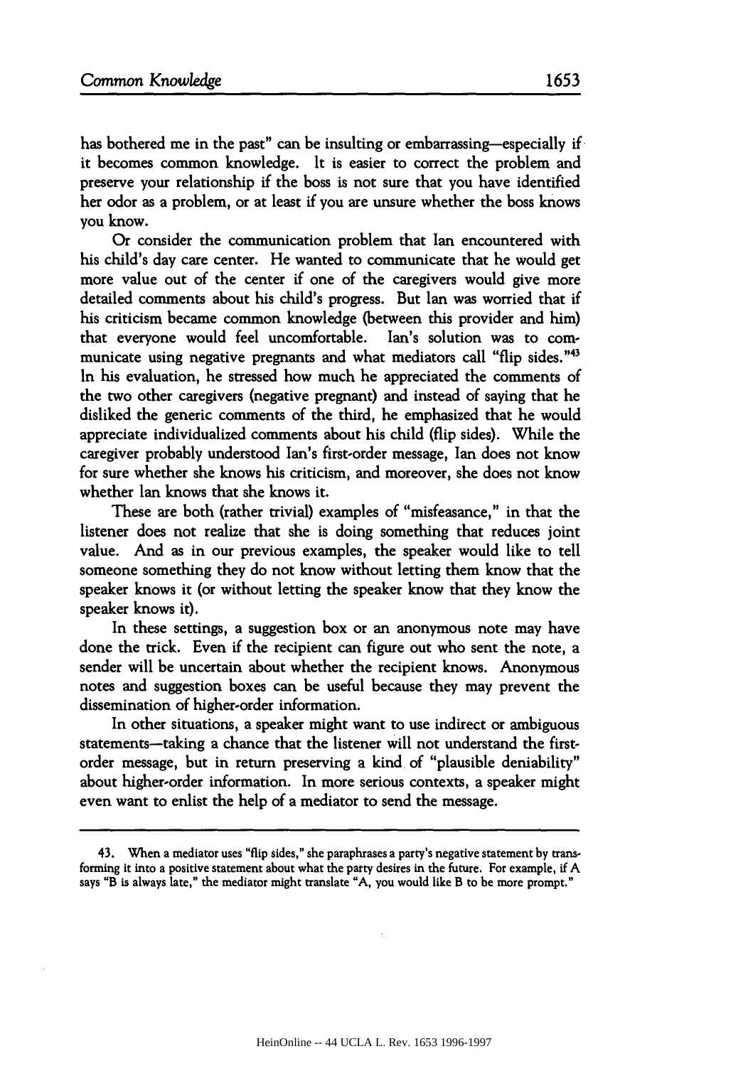has bothered me in the past" can be insulting or embarrassing—especially if it becomes common knowledge. It is easier to correct the problem and preserve your relationship if the boss is not sure that you have identified her odor as a problem, or at least if you are unsure whether the boss knows you know.

Or consider the communication problem that Ian encountered with his child's day care center. He wanted to communicate that he would get more value out of the center if one of the caregivers would give more detailed comments about his child's progress. But Ian was worried that if his criticism became common knowledge (between this provider and him) that everyone would feel uncomfortable. Ian's solution was to communicate using negative pregnants and what mediators call "flip sides."[43] In his evaluation, he stressed how much he appreciated the comments of the two other caregivers (negative pregnant) and instead of saying that he disliked the generic comments of the third, he emphasized that he would appreciate individualized comments about his child (flip sides). While the caregiver probably understood Ian's first-order message, Ian does not know for sure whether she knows his criticism, and moreover, she does not know whether Ian knows that she knows it.

These are both (rather trivial) examples of "misfeasance," in that the listener does not realize that she is doing something that reduces joint value. And as in our previous examples, the speaker would like to tell someone something they do not know without letting them know that the speaker knows it (or without letting the speaker know that they know the speaker knows it).

In these settings, a suggestion box or an anonymous note may have done the trick. Even if the recipient can figure out who sent the note, a sender will be uncertain about whether the recipient knows. Anonymous notes and suggestion boxes can be useful because they may prevent the dissemination of higher-order information.

In other situations, a speaker might want to use indirect or ambiguous statements—taking a chance that the listener will not understand the first-order message, but in return preserving a kind of "plausible deniability" about higher-order information. In more serious contexts, a speaker might even want to enlist the help of a mediator to send the message.

---

43. When a mediator uses "flip sides," she paraphrases a party's negative statement by transforming it into a positive statement about what the party desires in the future. For example, if A says "B is always late," the mediator might translate "A, you would like B to be more prompt."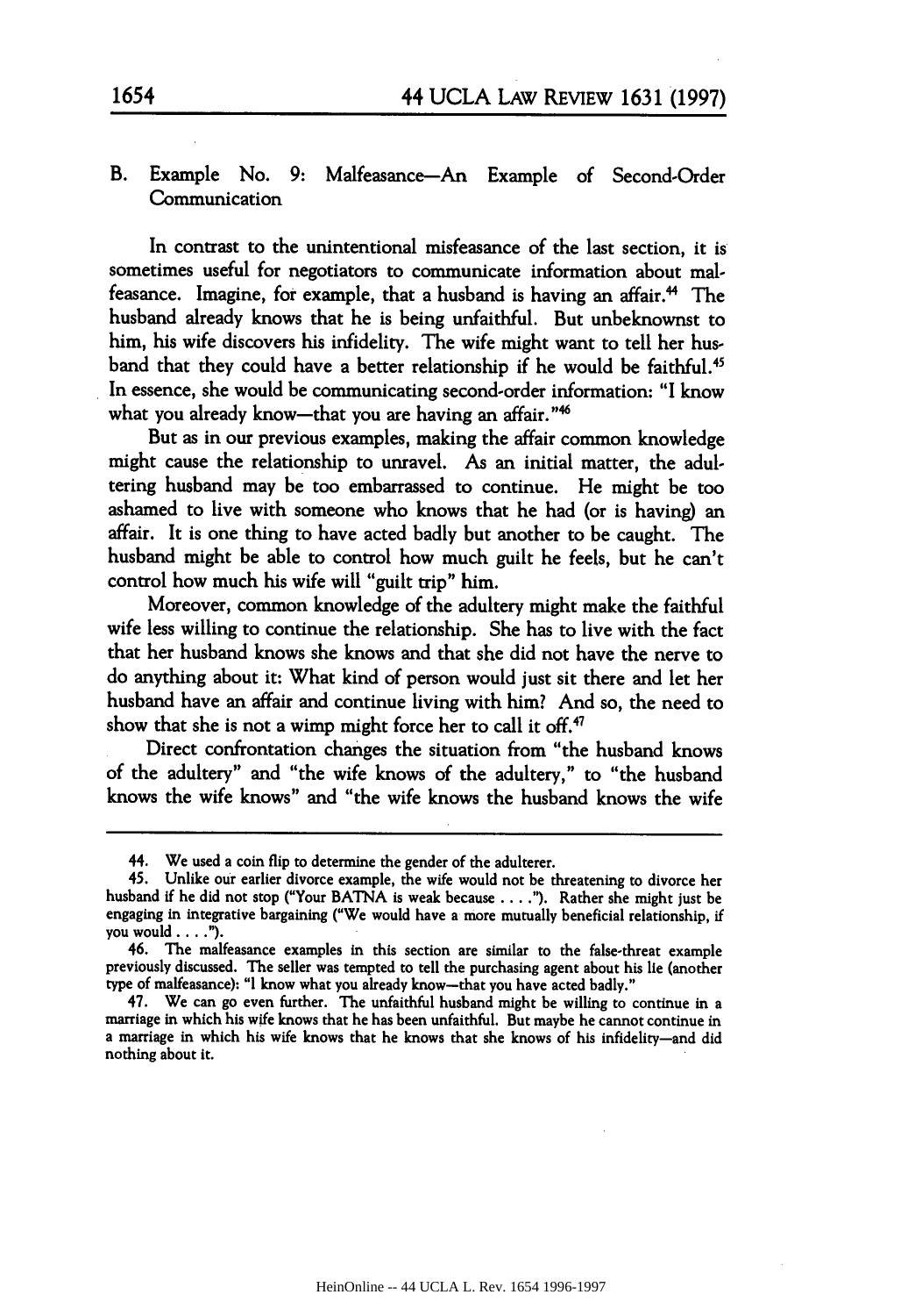## B. Example No. 9: Malfeasance—An Example of Second-Order Communication

In contrast to the unintentional misfeasance of the last section, it is sometimes useful for negotiators to communicate information about malfeasance. Imagine, for example, that a husband is having an affair.[44] The husband already knows that he is being unfaithful. But unbeknownst to him, his wife discovers his infidelity. The wife might want to tell her husband that they could have a better relationship if he would be faithful.[45] In essence, she would be communicating second-order information: "I know what you already know—that you are having an affair."[46]

But as in our previous examples, making the affair common knowledge might cause the relationship to unravel. As an initial matter, the adultering husband may be too embarrassed to continue. He might be too ashamed to live with someone who knows that he had (or is having) an affair. It is one thing to have acted badly but another to be caught. The husband might be able to control how much guilt he feels, but he can't control how much his wife will "guilt trip" him.

Moreover, common knowledge of the adultery might make the faithful wife less willing to continue the relationship. She has to live with the fact that her husband knows she knows and that she did not have the nerve to do anything about it: What kind of person would just sit there and let her husband have an affair and continue living with him? And so, the need to show that she is not a wimp might force her to call it off.[47]

Direct confrontation changes the situation from "the husband knows of the adultery" and "the wife knows of the adultery," to "the husband knows the wife knows" and "the wife knows the husband knows the wife

---

44. We used a coin flip to determine the gender of the adulterer.

45. Unlike our earlier divorce example, the wife would not be threatening to divorce her husband if he did not stop ("Your BATNA is weak because . . . ."). Rather she might just be engaging in integrative bargaining ("We would have a more mutually beneficial relationship, if you would . . . .").

46. The malfeasance examples in this section are similar to the false-threat example previously discussed. The seller was tempted to tell the purchasing agent about his lie (another type of malfeasance): "I know what you already know—that you have acted badly."

47. We can go even further. The unfaithful husband might be willing to continue in a marriage in which his wife knows that he has been unfaithful. But maybe he cannot continue in a marriage in which his wife knows that he knows that she knows of his infidelity—and did nothing about it.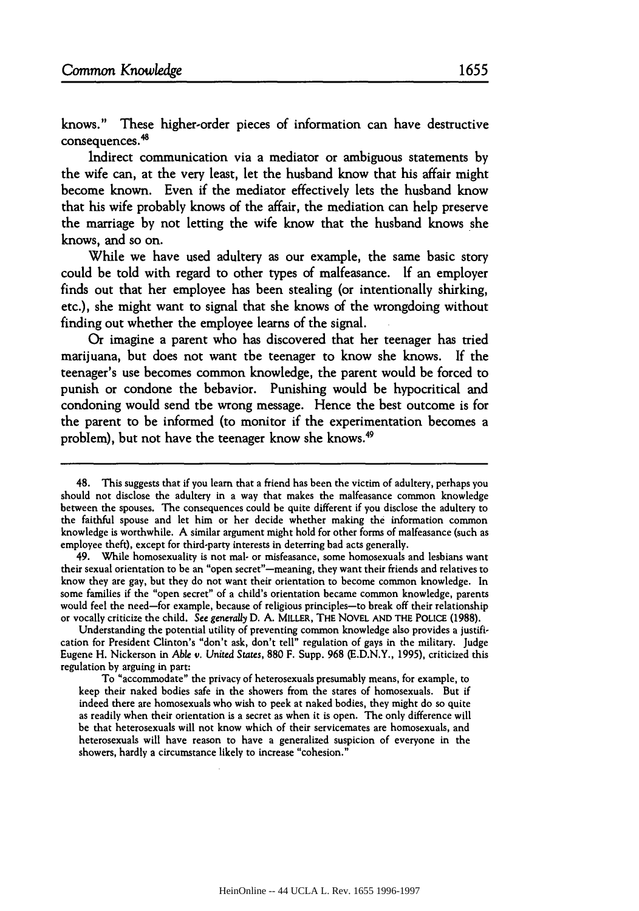knows." These higher-order pieces of information can have destructive consequences.[48]

Indirect communication via a mediator or ambiguous statements by the wife can, at the very least, let the husband know that his affair might become known. Even if the mediator effectively lets the husband know that his wife probably knows of the affair, the mediation can help preserve the marriage by not letting the wife know that the husband knows she knows, and so on.

While we have used adultery as our example, the same basic story could be told with regard to other types of malfeasance. If an employer finds out that her employee has been stealing (or intentionally shirking, etc.), she might want to signal that she knows of the wrongdoing without finding out whether the employee learns of the signal.

Or imagine a parent who has discovered that her teenager has tried marijuana, but does not want tbe teenager to know she knows. If the teenager's use becomes common knowledge, the parent would be forced to punish or condone the bebavior. Punishing would be hypocritical and condoning would send tbe wrong message. Hence the best outcome is for the parent to be informed (to monitor if the experimentation becomes a problem), but not have the teenager know she knows.[49]

---

48. This suggests that if you learn that a friend has been the victim of adultery, perhaps you should not disclose the adultery in a way that makes the malfeasance common knowledge between the spouses. The consequences could be quite different if you disclose the adultery to the faithful spouse and let him or her decide whether making the information common knowledge is worthwhile. A similar argument might hold for other forms of malfeasance (such as employee theft), except for third-party interests in deterring bad acts generally.

49. While homosexuality is not mal- or misfeasance, some homosexuals and lesbians want their sexual orientation to be an "open secret"—meaning, they want their friends and relatives to know they are gay, but they do not want their orientation to become common knowledge. In some families if the "open secret" of a child's orientation became common knowledge, parents would feel the need—for example, because of religious principles—to break off their relationship or vocally criticize the child. *See generally* D. A. MILLER, THE NOVEL AND THE POLICE (1988).

Understanding the potential utility of preventing common knowledge also provides a justification for President Clinton's "don't ask, don't tell" regulation of gays in the military. Judge Eugene H. Nickerson in *Able v. United States*, 880 F. Supp. 968 (E.D.N.Y., 1995), criticized this regulation by arguing in part:

> To "accommodate" the privacy of heterosexuals presumably means, for example, to keep their naked bodies safe in the showers from the stares of homosexuals. But if indeed there are homosexuals who wish to peek at naked bodies, they might do so quite as readily when their orientation is a secret as when it is open. The only difference will be that heterosexuals will not know which of their servicemates are homosexuals, and heterosexuals will have reason to have a generalized suspicion of everyone in the showers, hardly a circumstance likely to increase "cohesion."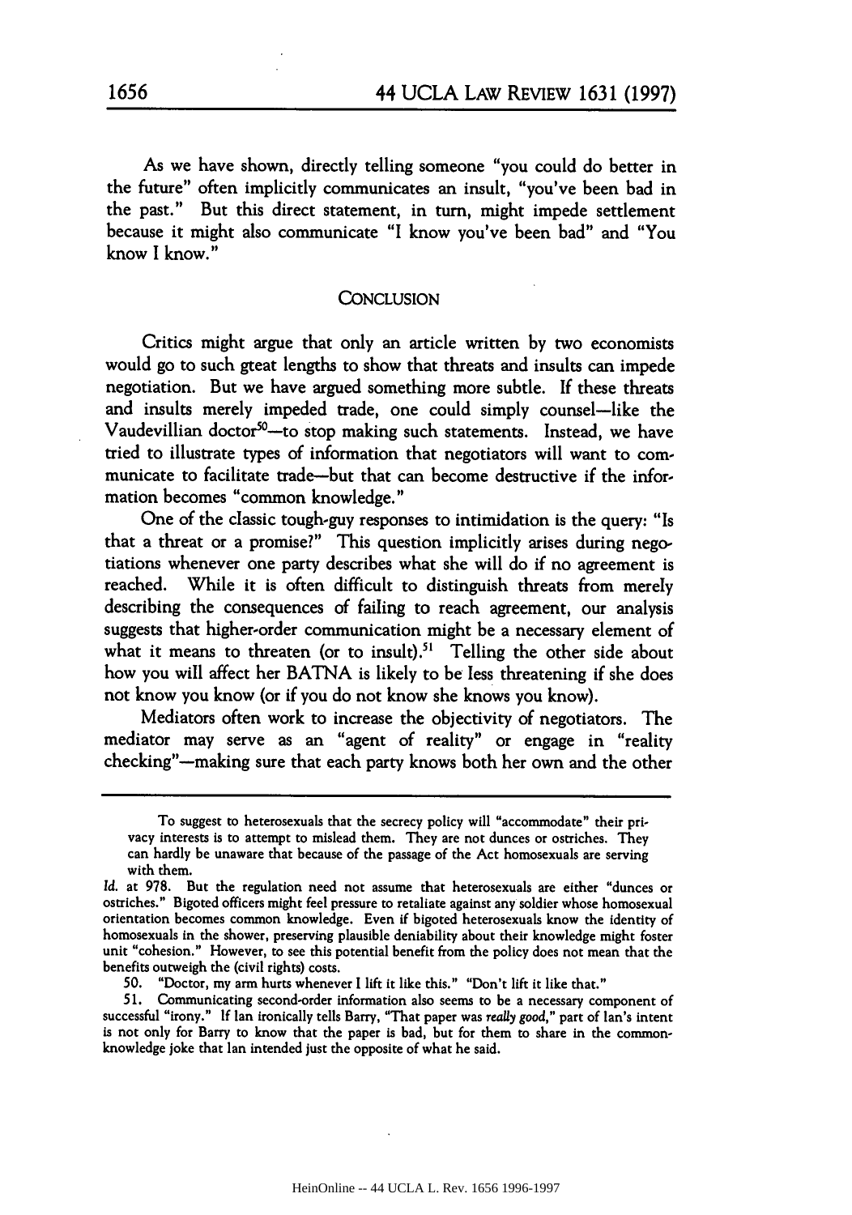As we have shown, directly telling someone "you could do better in the future" often implicitly communicates an insult, "you've been bad in the past." But this direct statement, in turn, might impede settlement because it might also communicate "I know you've been bad" and "You know I know."

## CONCLUSION

Critics might argue that only an article written by two economists would go to such gteat lengths to show that threats and insults can impede negotiation. But we have argued something more subtle. If these threats and insults merely impeded trade, one could simply counsel—like the Vaudevillian doctor[50]—to stop making such statements. Instead, we have tried to illustrate types of information that negotiators will want to communicate to facilitate trade—but that can become destructive if the information becomes "common knowledge."

One of the classic tough-guy responses to intimidation is the query: "Is that a threat or a promise?" This question implicitly arises during negotiations whenever one party describes what she will do if no agreement is reached. While it is often difficult to distinguish threats from merely describing the consequences of failing to reach agreement, our analysis suggests that higher-order communication might be a necessary element of what it means to threaten (or to insult).[51] Telling the other side about how you will affect her BATNA is likely to be less threatening if she does not know you know (or if you do not know she knows you know).

Mediators often work to increase the objectivity of negotiators. The mediator may serve as an "agent of reality" or engage in "reality checking"—making sure that each party knows both her own and the other

---

> To suggest to heterosexuals that the secrecy policy will "accommodate" their privacy interests is to attempt to mislead them. They are not dunces or ostriches. They can hardly be unaware that because of the passage of the Act homosexuals are serving with them.

*Id.* at 978. But the regulation need not assume that heterosexuals are either "dunces or ostriches." Bigoted officers might feel pressure to retaliate against any soldier whose homosexual orientation becomes common knowledge. Even if bigoted heterosexuals know the identity of homosexuals in the shower, preserving plausible deniability about their knowledge might foster unit "cohesion." However, to see this potential benefit from the policy does not mean that the benefits outweigh the (civil rights) costs.

50. "Doctor, my arm hurts whenever I lift it like this." "Don't lift it like that."

51. Communicating second-order information also seems to be a necessary component of successful "irony." If Ian ironically tells Barry, "That paper was *really good*," part of Ian's intent is not only for Barry to know that the paper is bad, but for them to share in the common-knowledge joke that Ian intended just the opposite of what he said.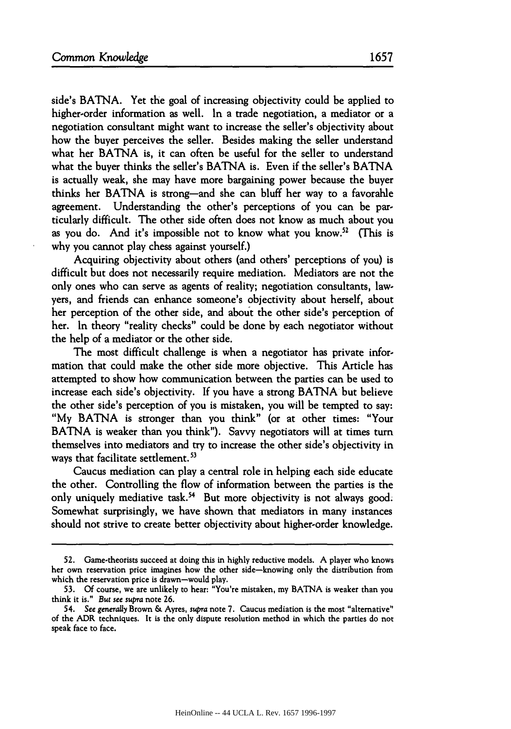side's BATNA. Yet the goal of increasing objectivity could be applied to higher-order information as well. In a trade negotiation, a mediator or a negotiation consultant might want to increase the seller's objectivity about how the buyer perceives the seller. Besides making the seller understand what her BATNA is, it can often be useful for the seller to understand what the buyer thinks the seller's BATNA is. Even if the seller's BATNA is actually weak, she may have more bargaining power because the buyer thinks her BATNA is strong—and she can bluff her way to a favorable agreement. Understanding the other's perceptions of you can be particularly difficult. The other side often does not know as much about you as you do. And it's impossible not to know what you know.[52] (This is why you cannot play chess against yourself.)

Acquiring objectivity about others (and others' perceptions of you) is difficult but does not necessarily require mediation. Mediators are not the only ones who can serve as agents of reality; negotiation consultants, lawyers, and friends can enhance someone's objectivity about herself, about her perception of the other side, and about the other side's perception of her. In theory "reality checks" could be done by each negotiator without the help of a mediator or the other side.

The most difficult challenge is when a negotiator has private information that could make the other side more objective. This Article has attempted to show how communication between the parties can be used to increase each side's objectivity. If you have a strong BATNA but believe the other side's perception of you is mistaken, you will be tempted to say: "My BATNA is stronger than you think" (or at other times: "Your BATNA is weaker than you think"). Savvy negotiators will at times turn themselves into mediators and try to increase the other side's objectivity in ways that facilitate settlement.[53]

Caucus mediation can play a central role in helping each side educate the other. Controlling the flow of information between the parties is the only uniquely mediative task.[54] But more objectivity is not always good. Somewhat surprisingly, we have shown that mediators in many instances should not strive to create better objectivity about higher-order knowledge.

---

52. Game-theorists succeed at doing this in highly reductive models. A player who knows her own reservation price imagines how the other side—knowing only the distribution from which the reservation price is drawn—would play.

53. Of course, we are unlikely to hear: "You're mistaken, my BATNA is weaker than you think it is." *But see supra* note 26.

54. *See generally* Brown & Ayres, *supra* note 7. Caucus mediation is the most "alternative" of the ADR techniques. It is the only dispute resolution method in which the parties do not speak face to face.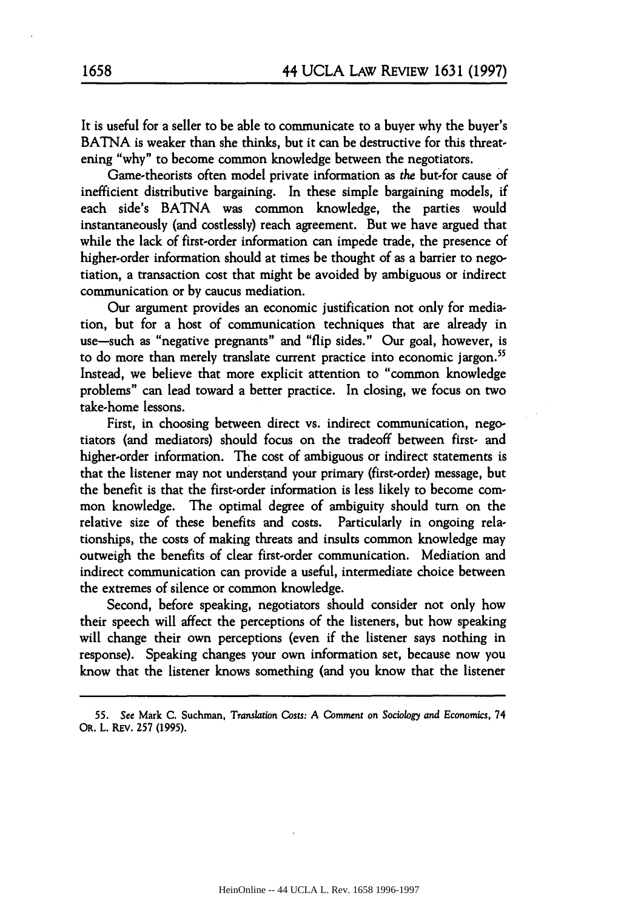It is useful for a seller to be able to communicate to a buyer why the buyer's BATNA is weaker than she thinks, but it can be destructive for this threatening "why" to become common knowledge between the negotiators.

Game-theorists often model private information as *the* but-for cause of inefficient distributive bargaining. In these simple bargaining models, if each side's BATNA was common knowledge, the parties would instantaneously (and costlessly) reach agreement. But we have argued that while the lack of first-order information can impede trade, the presence of higher-order information should at times be thought of as a barrier to negotiation, a transaction cost that might be avoided by ambiguous or indirect communication or by caucus mediation.

Our argument provides an economic justification not only for mediation, but for a host of communication techniques that are already in use—such as "negative pregnants" and "flip sides." Our goal, however, is to do more than merely translate current practice into economic jargon.[55] Instead, we believe that more explicit attention to "common knowledge problems" can lead toward a better practice. In closing, we focus on two take-home lessons.

First, in choosing between direct vs. indirect communication, negotiators (and mediators) should focus on the tradeoff between first- and higher-order information. The cost of ambiguous or indirect statements is that the listener may not understand your primary (first-order) message, but the benefit is that the first-order information is less likely to become common knowledge. The optimal degree of ambiguity should turn on the relative size of these benefits and costs. Particularly in ongoing relationships, the costs of making threats and insults common knowledge may outweigh the benefits of clear first-order communication. Mediation and indirect communication can provide a useful, intermediate choice between the extremes of silence or common knowledge.

Second, before speaking, negotiators should consider not only how their speech will affect the perceptions of the listeners, but how speaking will change their own perceptions (even if the listener says nothing in response). Speaking changes your own information set, because now you know that the listener knows something (and you know that the listener

---

55. *See* Mark C. Suchman, *Translation Costs: A Comment on Sociology and Economics*, 74 OR. L. REV. 257 (1995).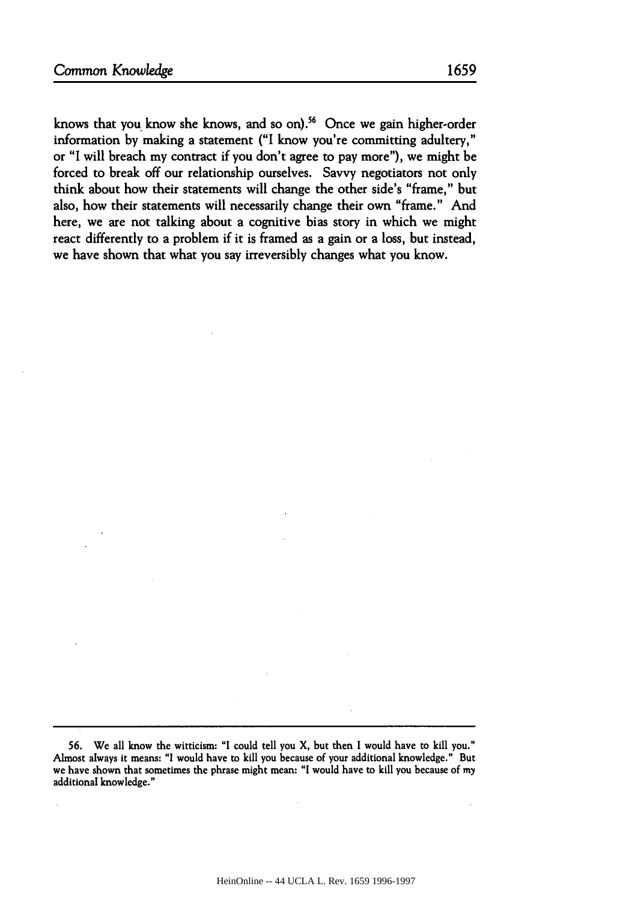knows that you know she knows, and so on).[56] Once we gain higher-order information by making a statement ("I know you're committing adultery," or "I will breach my contract if you don't agree to pay more"), we might be forced to break off our relationship ourselves. Savvy negotiators not only think about how their statements will change the other side's "frame," but also, how their statements will necessarily change their own "frame." And here, we are not talking about a cognitive bias story in which we might react differently to a problem if it is framed as a gain or a loss, but instead, we have shown that what you say irreversibly changes what you know.

---

56. We all know the witticism: "I could tell you X, but then I would have to kill you." Almost always it means: "I would have to kill you because of your additional knowledge." But we have shown that sometimes the phrase might mean: "I would have to kill you because of my additional knowledge."